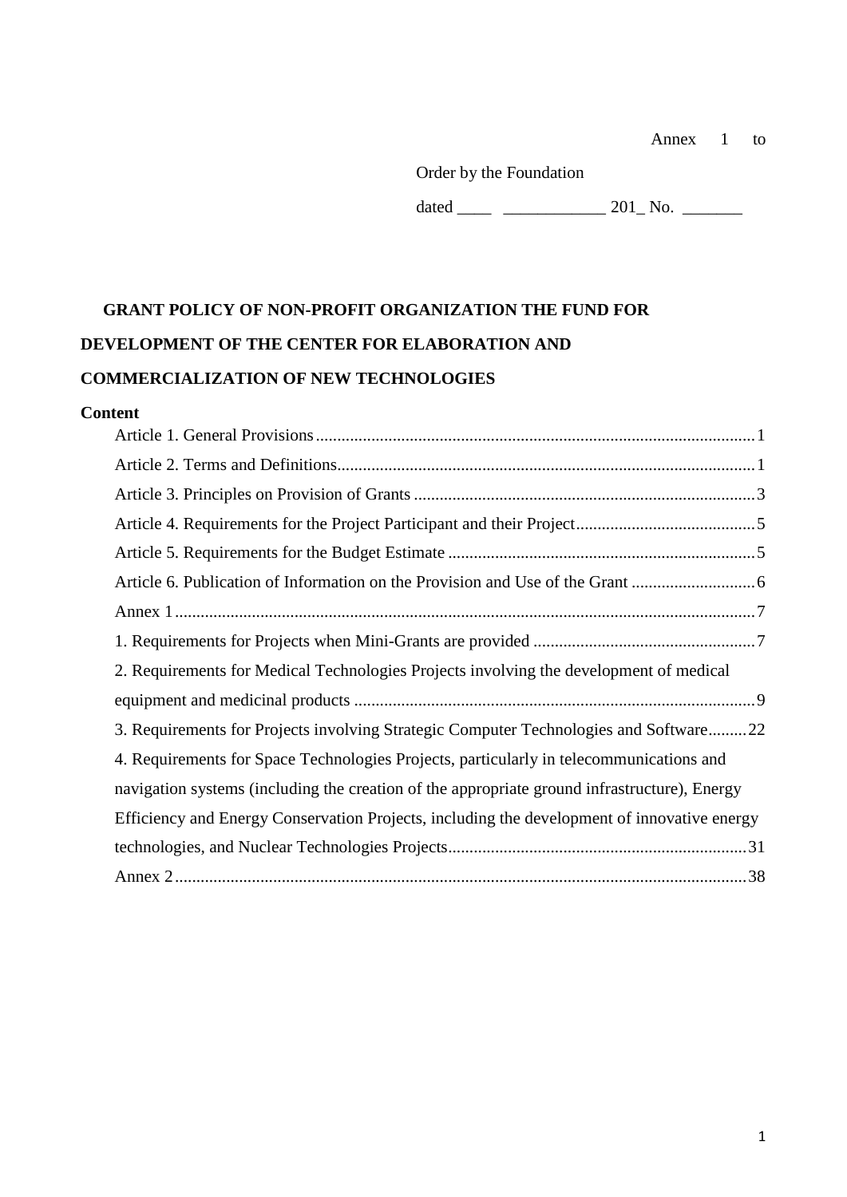Annex 1 to

Order by the Foundation

dated ____ ____________ 201_ No. _______

# GRANT POLICY OF NON-PROFIT ORGANIZATION THE FUND FOR DEVELOPMENT OF THE CENTER FOR ELABORATION AND COMMERCIALIZATION OF NEW TECHNOLOGIES

**Content**

- Article 1. General Provisions ... 1
- Article 2. Terms and Definitions ... 1
- Article 3. Principles on Provision of Grants ... 3
- Article 4. Requirements for the Project Participant and their Project ... 5
- Article 5. Requirements for the Budget Estimate ... 5
- Article 6. Publication of Information on the Provision and Use of the Grant ... 6
- Annex 1 ... 7
- 1. Requirements for Projects when Mini-Grants are provided ... 7
- 2. Requirements for Medical Technologies Projects involving the development of medical equipment and medicinal products ... 9
- 3. Requirements for Projects involving Strategic Computer Technologies and Software ... 22
- 4. Requirements for Space Technologies Projects, particularly in telecommunications and navigation systems (including the creation of the appropriate ground infrastructure), Energy Efficiency and Energy Conservation Projects, including the development of innovative energy technologies, and Nuclear Technologies Projects ... 31
- Annex 2 ... 38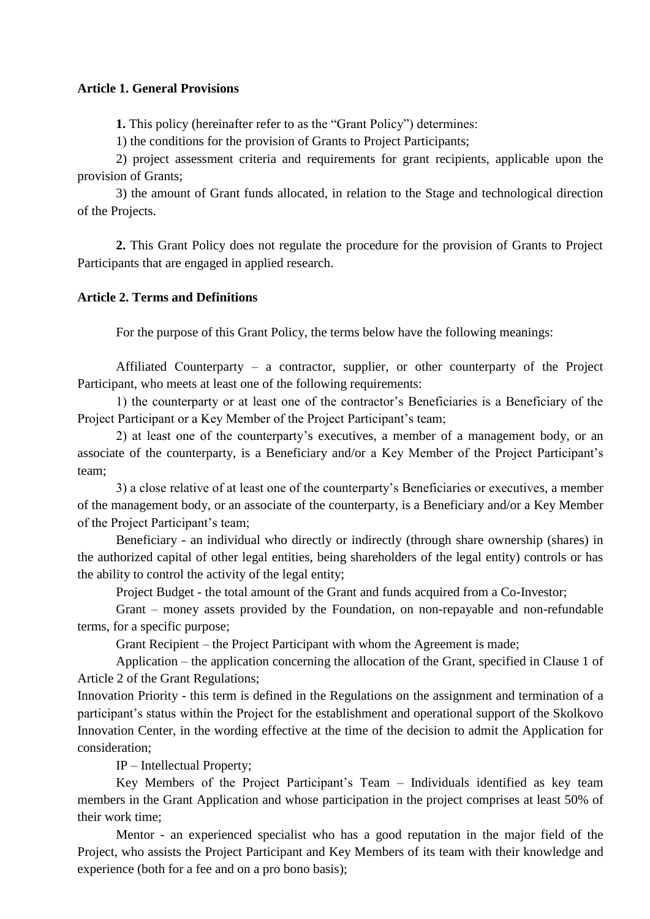**Article 1. General Provisions**

**1.** This policy (hereinafter refer to as the "Grant Policy") determines:

1) the conditions for the provision of Grants to Project Participants;

2) project assessment criteria and requirements for grant recipients, applicable upon the provision of Grants;

3) the amount of Grant funds allocated, in relation to the Stage and technological direction of the Projects.

**2.** This Grant Policy does not regulate the procedure for the provision of Grants to Project Participants that are engaged in applied research.

**Article 2. Terms and Definitions**

For the purpose of this Grant Policy, the terms below have the following meanings:

Affiliated Counterparty – a contractor, supplier, or other counterparty of the Project Participant, who meets at least one of the following requirements:

1) the counterparty or at least one of the contractor's Beneficiaries is a Beneficiary of the Project Participant or a Key Member of the Project Participant's team;

2) at least one of the counterparty's executives, a member of a management body, or an associate of the counterparty, is a Beneficiary and/or a Key Member of the Project Participant's team;

3) a close relative of at least one of the counterparty's Beneficiaries or executives, a member of the management body, or an associate of the counterparty, is a Beneficiary and/or a Key Member of the Project Participant's team;

Beneficiary - an individual who directly or indirectly (through share ownership (shares) in the authorized capital of other legal entities, being shareholders of the legal entity) controls or has the ability to control the activity of the legal entity;

Project Budget - the total amount of the Grant and funds acquired from a Co-Investor;

Grant – money assets provided by the Foundation, on non-repayable and non-refundable terms, for a specific purpose;

Grant Recipient – the Project Participant with whom the Agreement is made;

Application – the application concerning the allocation of the Grant, specified in Clause 1 of Article 2 of the Grant Regulations;

Innovation Priority - this term is defined in the Regulations on the assignment and termination of a participant's status within the Project for the establishment and operational support of the Skolkovo Innovation Center, in the wording effective at the time of the decision to admit the Application for consideration;

IP – Intellectual Property;

Key Members of the Project Participant's Team – Individuals identified as key team members in the Grant Application and whose participation in the project comprises at least 50% of their work time;

Mentor - an experienced specialist who has a good reputation in the major field of the Project, who assists the Project Participant and Key Members of its team with their knowledge and experience (both for a fee and on a pro bono basis);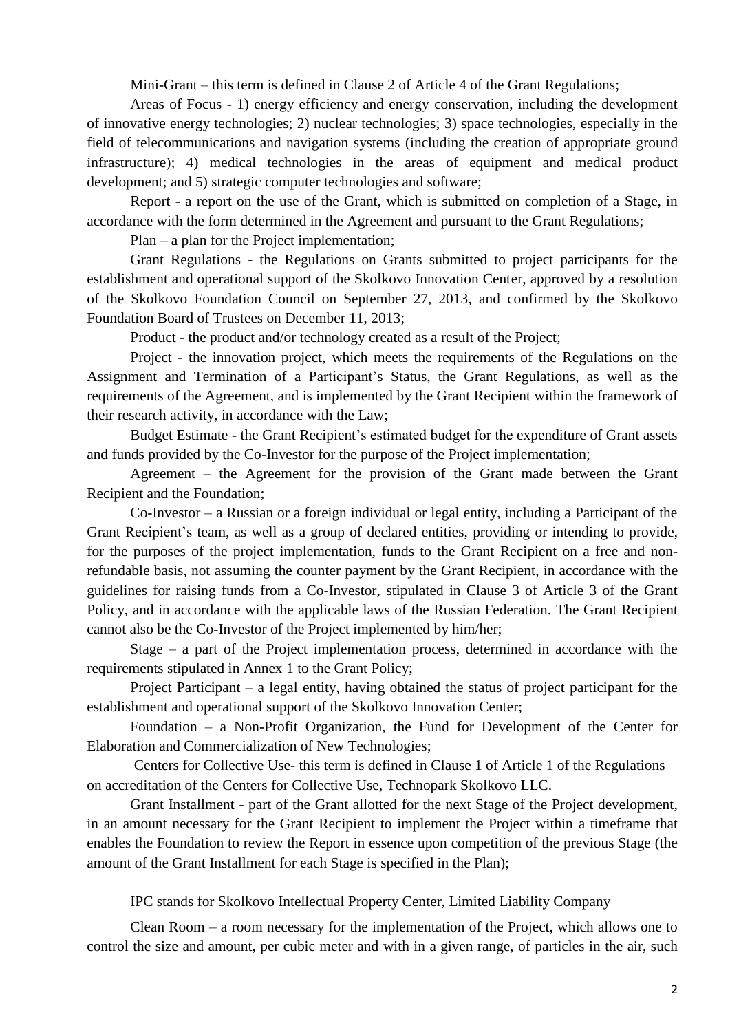Mini-Grant – this term is defined in Clause 2 of Article 4 of the Grant Regulations;

Areas of Focus - 1) energy efficiency and energy conservation, including the development of innovative energy technologies; 2) nuclear technologies; 3) space technologies, especially in the field of telecommunications and navigation systems (including the creation of appropriate ground infrastructure); 4) medical technologies in the areas of equipment and medical product development; and 5) strategic computer technologies and software;

Report - a report on the use of the Grant, which is submitted on completion of a Stage, in accordance with the form determined in the Agreement and pursuant to the Grant Regulations;

Plan – a plan for the Project implementation;

Grant Regulations - the Regulations on Grants submitted to project participants for the establishment and operational support of the Skolkovo Innovation Center, approved by a resolution of the Skolkovo Foundation Council on September 27, 2013, and confirmed by the Skolkovo Foundation Board of Trustees on December 11, 2013;

Product - the product and/or technology created as a result of the Project;

Project - the innovation project, which meets the requirements of the Regulations on the Assignment and Termination of a Participant's Status, the Grant Regulations, as well as the requirements of the Agreement, and is implemented by the Grant Recipient within the framework of their research activity, in accordance with the Law;

Budget Estimate - the Grant Recipient's estimated budget for the expenditure of Grant assets and funds provided by the Co-Investor for the purpose of the Project implementation;

Agreement – the Agreement for the provision of the Grant made between the Grant Recipient and the Foundation;

Co-Investor – a Russian or a foreign individual or legal entity, including a Participant of the Grant Recipient's team, as well as a group of declared entities, providing or intending to provide, for the purposes of the project implementation, funds to the Grant Recipient on a free and non-refundable basis, not assuming the counter payment by the Grant Recipient, in accordance with the guidelines for raising funds from a Co-Investor, stipulated in Clause 3 of Article 3 of the Grant Policy, and in accordance with the applicable laws of the Russian Federation. The Grant Recipient cannot also be the Co-Investor of the Project implemented by him/her;

Stage – a part of the Project implementation process, determined in accordance with the requirements stipulated in Annex 1 to the Grant Policy;

Project Participant – a legal entity, having obtained the status of project participant for the establishment and operational support of the Skolkovo Innovation Center;

Foundation – a Non-Profit Organization, the Fund for Development of the Center for Elaboration and Commercialization of New Technologies;

Centers for Collective Use- this term is defined in Clause 1 of Article 1 of the Regulations on accreditation of the Centers for Collective Use, Technopark Skolkovo LLC.

Grant Installment - part of the Grant allotted for the next Stage of the Project development, in an amount necessary for the Grant Recipient to implement the Project within a timeframe that enables the Foundation to review the Report in essence upon competition of the previous Stage (the amount of the Grant Installment for each Stage is specified in the Plan);

IPC stands for Skolkovo Intellectual Property Center, Limited Liability Company

Clean Room – a room necessary for the implementation of the Project, which allows one to control the size and amount, per cubic meter and with in a given range, of particles in the air, such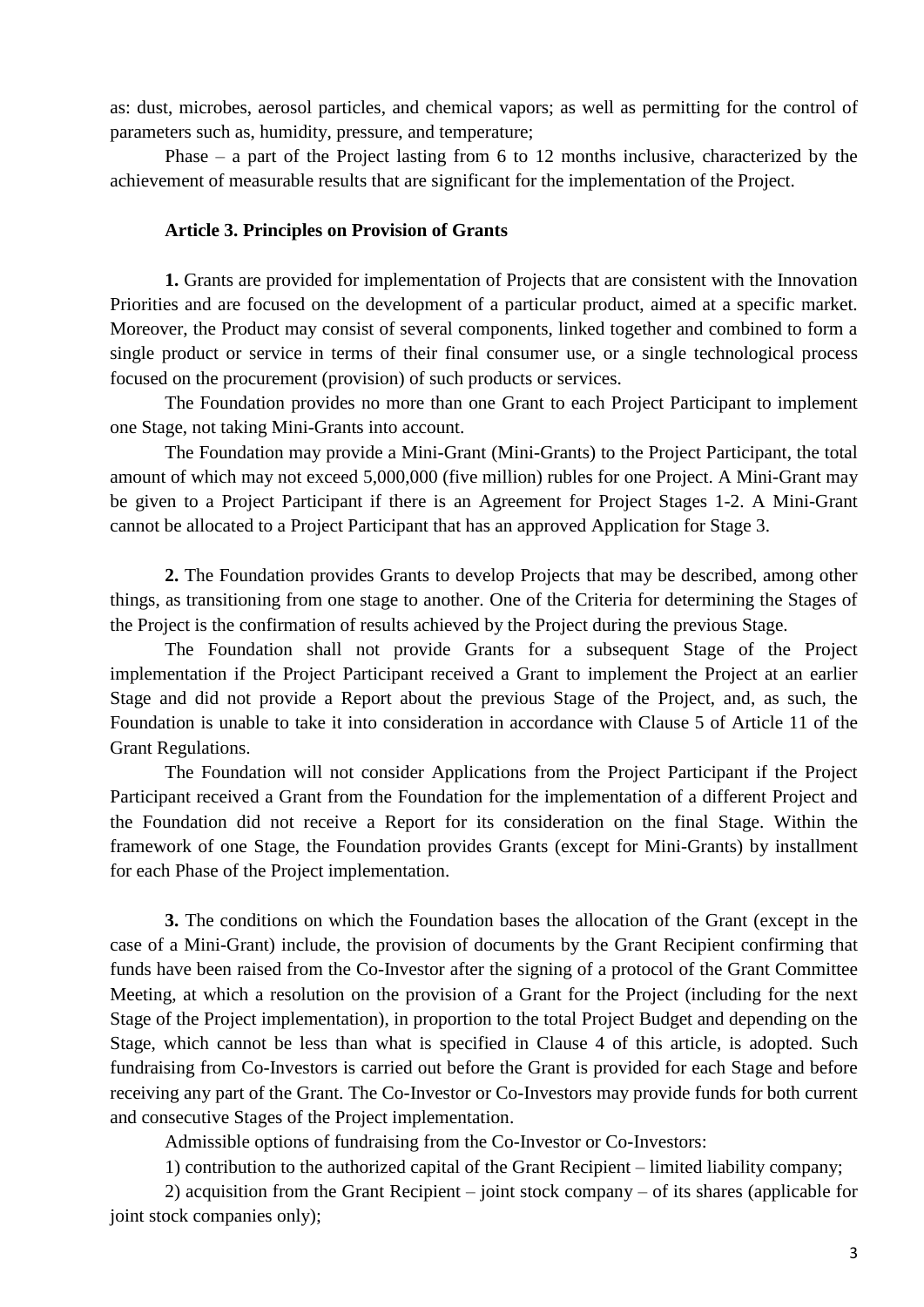as: dust, microbes, aerosol particles, and chemical vapors; as well as permitting for the control of parameters such as, humidity, pressure, and temperature;

Phase – a part of the Project lasting from 6 to 12 months inclusive, characterized by the achievement of measurable results that are significant for the implementation of the Project.

#### Article 3. Principles on Provision of Grants

**1.** Grants are provided for implementation of Projects that are consistent with the Innovation Priorities and are focused on the development of a particular product, aimed at a specific market. Moreover, the Product may consist of several components, linked together and combined to form a single product or service in terms of their final consumer use, or a single technological process focused on the procurement (provision) of such products or services.

The Foundation provides no more than one Grant to each Project Participant to implement one Stage, not taking Mini-Grants into account.

The Foundation may provide a Mini-Grant (Mini-Grants) to the Project Participant, the total amount of which may not exceed 5,000,000 (five million) rubles for one Project. A Mini-Grant may be given to a Project Participant if there is an Agreement for Project Stages 1-2. A Mini-Grant cannot be allocated to a Project Participant that has an approved Application for Stage 3.

**2.** The Foundation provides Grants to develop Projects that may be described, among other things, as transitioning from one stage to another. One of the Criteria for determining the Stages of the Project is the confirmation of results achieved by the Project during the previous Stage.

The Foundation shall not provide Grants for a subsequent Stage of the Project implementation if the Project Participant received a Grant to implement the Project at an earlier Stage and did not provide a Report about the previous Stage of the Project, and, as such, the Foundation is unable to take it into consideration in accordance with Clause 5 of Article 11 of the Grant Regulations.

The Foundation will not consider Applications from the Project Participant if the Project Participant received a Grant from the Foundation for the implementation of a different Project and the Foundation did not receive a Report for its consideration on the final Stage. Within the framework of one Stage, the Foundation provides Grants (except for Mini-Grants) by installment for each Phase of the Project implementation.

**3.** The conditions on which the Foundation bases the allocation of the Grant (except in the case of a Mini-Grant) include, the provision of documents by the Grant Recipient confirming that funds have been raised from the Co-Investor after the signing of a protocol of the Grant Committee Meeting, at which a resolution on the provision of a Grant for the Project (including for the next Stage of the Project implementation), in proportion to the total Project Budget and depending on the Stage, which cannot be less than what is specified in Clause 4 of this article, is adopted. Such fundraising from Co-Investors is carried out before the Grant is provided for each Stage and before receiving any part of the Grant. The Co-Investor or Co-Investors may provide funds for both current and consecutive Stages of the Project implementation.

Admissible options of fundraising from the Co-Investor or Co-Investors:

1) contribution to the authorized capital of the Grant Recipient – limited liability company;

2) acquisition from the Grant Recipient – joint stock company – of its shares (applicable for joint stock companies only);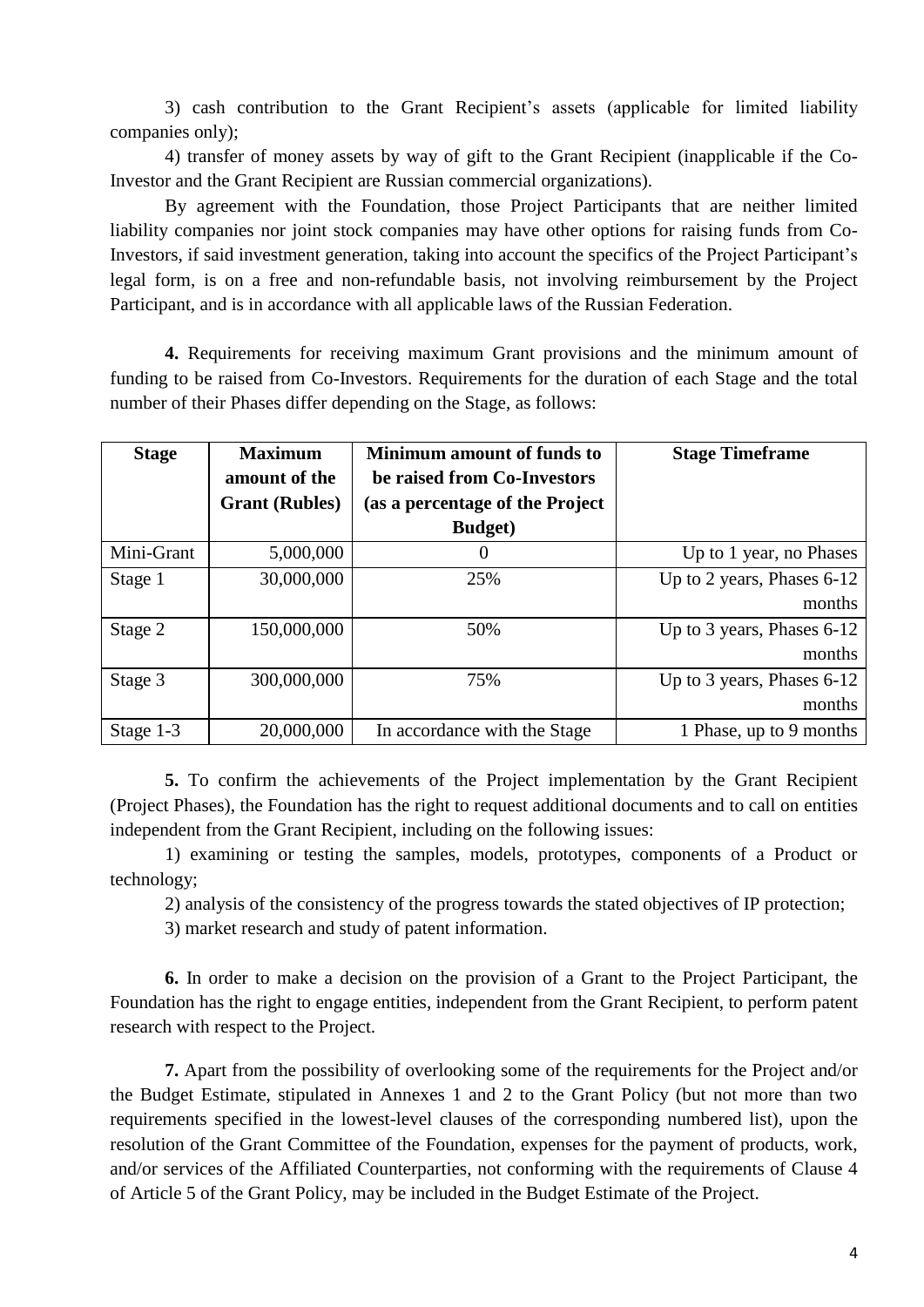3) cash contribution to the Grant Recipient's assets (applicable for limited liability companies only);

4) transfer of money assets by way of gift to the Grant Recipient (inapplicable if the Co-Investor and the Grant Recipient are Russian commercial organizations).

By agreement with the Foundation, those Project Participants that are neither limited liability companies nor joint stock companies may have other options for raising funds from Co-Investors, if said investment generation, taking into account the specifics of the Project Participant's legal form, is on a free and non-refundable basis, not involving reimbursement by the Project Participant, and is in accordance with all applicable laws of the Russian Federation.

**4.** Requirements for receiving maximum Grant provisions and the minimum amount of funding to be raised from Co-Investors. Requirements for the duration of each Stage and the total number of their Phases differ depending on the Stage, as follows:

| Stage | Maximum amount of the Grant (Rubles) | Minimum amount of funds to be raised from Co-Investors (as a percentage of the Project Budget) | Stage Timeframe |
|---|---|---|---|
| Mini-Grant | 5,000,000 | 0 | Up to 1 year, no Phases |
| Stage 1 | 30,000,000 | 25% | Up to 2 years, Phases 6-12 months |
| Stage 2 | 150,000,000 | 50% | Up to 3 years, Phases 6-12 months |
| Stage 3 | 300,000,000 | 75% | Up to 3 years, Phases 6-12 months |
| Stage 1-3 | 20,000,000 | In accordance with the Stage | 1 Phase, up to 9 months |

**5.** To confirm the achievements of the Project implementation by the Grant Recipient (Project Phases), the Foundation has the right to request additional documents and to call on entities independent from the Grant Recipient, including on the following issues:

1) examining or testing the samples, models, prototypes, components of a Product or technology;

2) analysis of the consistency of the progress towards the stated objectives of IP protection;

3) market research and study of patent information.

**6.** In order to make a decision on the provision of a Grant to the Project Participant, the Foundation has the right to engage entities, independent from the Grant Recipient, to perform patent research with respect to the Project.

**7.** Apart from the possibility of overlooking some of the requirements for the Project and/or the Budget Estimate, stipulated in Annexes 1 and 2 to the Grant Policy (but not more than two requirements specified in the lowest-level clauses of the corresponding numbered list), upon the resolution of the Grant Committee of the Foundation, expenses for the payment of products, work, and/or services of the Affiliated Counterparties, not conforming with the requirements of Clause 4 of Article 5 of the Grant Policy, may be included in the Budget Estimate of the Project.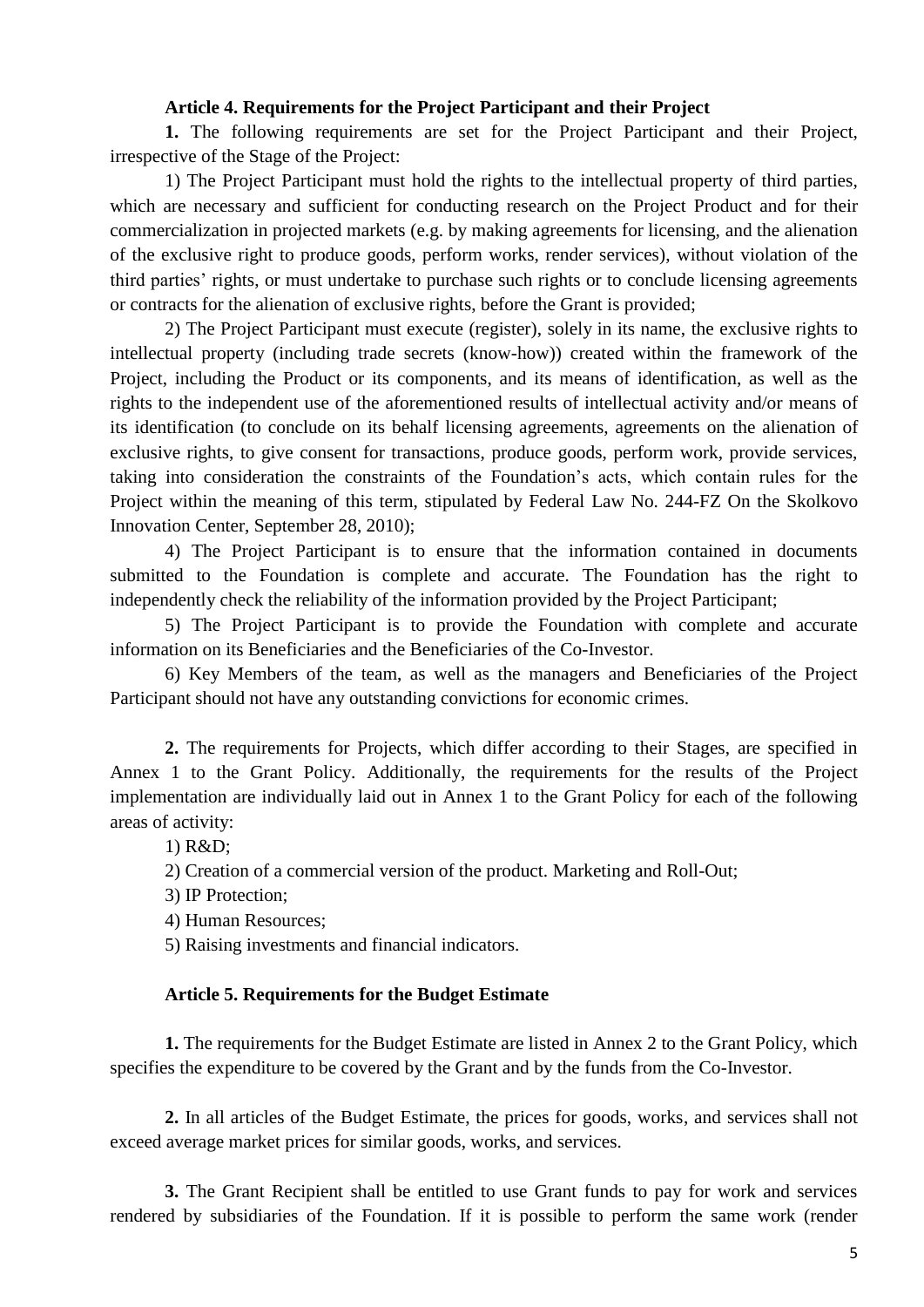**Article 4. Requirements for the Project Participant and their Project**

**1.** The following requirements are set for the Project Participant and their Project, irrespective of the Stage of the Project:

1) The Project Participant must hold the rights to the intellectual property of third parties, which are necessary and sufficient for conducting research on the Project Product and for their commercialization in projected markets (e.g. by making agreements for licensing, and the alienation of the exclusive right to produce goods, perform works, render services), without violation of the third parties' rights, or must undertake to purchase such rights or to conclude licensing agreements or contracts for the alienation of exclusive rights, before the Grant is provided;

2) The Project Participant must execute (register), solely in its name, the exclusive rights to intellectual property (including trade secrets (know-how)) created within the framework of the Project, including the Product or its components, and its means of identification, as well as the rights to the independent use of the aforementioned results of intellectual activity and/or means of its identification (to conclude on its behalf licensing agreements, agreements on the alienation of exclusive rights, to give consent for transactions, produce goods, perform work, provide services, taking into consideration the constraints of the Foundation's acts, which contain rules for the Project within the meaning of this term, stipulated by Federal Law No. 244-FZ On the Skolkovo Innovation Center, September 28, 2010);

4) The Project Participant is to ensure that the information contained in documents submitted to the Foundation is complete and accurate. The Foundation has the right to independently check the reliability of the information provided by the Project Participant;

5) The Project Participant is to provide the Foundation with complete and accurate information on its Beneficiaries and the Beneficiaries of the Co-Investor.

6) Key Members of the team, as well as the managers and Beneficiaries of the Project Participant should not have any outstanding convictions for economic crimes.

**2.** The requirements for Projects, which differ according to their Stages, are specified in Annex 1 to the Grant Policy. Additionally, the requirements for the results of the Project implementation are individually laid out in Annex 1 to the Grant Policy for each of the following areas of activity:

1) R&D;

2) Creation of a commercial version of the product. Marketing and Roll-Out;

3) IP Protection;

4) Human Resources;

5) Raising investments and financial indicators.

**Article 5. Requirements for the Budget Estimate**

**1.** The requirements for the Budget Estimate are listed in Annex 2 to the Grant Policy, which specifies the expenditure to be covered by the Grant and by the funds from the Co-Investor.

**2.** In all articles of the Budget Estimate, the prices for goods, works, and services shall not exceed average market prices for similar goods, works, and services.

**3.** The Grant Recipient shall be entitled to use Grant funds to pay for work and services rendered by subsidiaries of the Foundation. If it is possible to perform the same work (render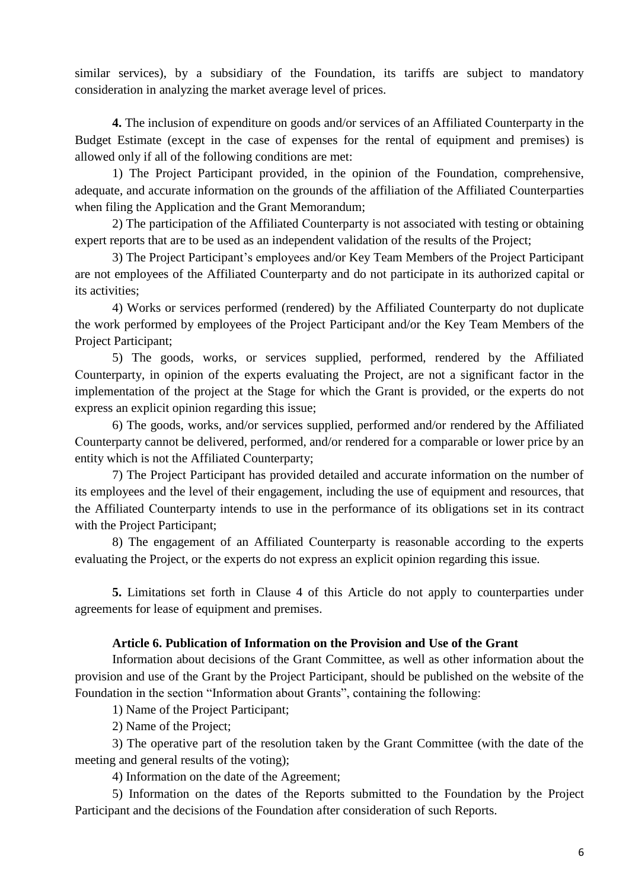similar services), by a subsidiary of the Foundation, its tariffs are subject to mandatory consideration in analyzing the market average level of prices.

**4.** The inclusion of expenditure on goods and/or services of an Affiliated Counterparty in the Budget Estimate (except in the case of expenses for the rental of equipment and premises) is allowed only if all of the following conditions are met:

1) The Project Participant provided, in the opinion of the Foundation, comprehensive, adequate, and accurate information on the grounds of the affiliation of the Affiliated Counterparties when filing the Application and the Grant Memorandum;

2) The participation of the Affiliated Counterparty is not associated with testing or obtaining expert reports that are to be used as an independent validation of the results of the Project;

3) The Project Participant's employees and/or Key Team Members of the Project Participant are not employees of the Affiliated Counterparty and do not participate in its authorized capital or its activities;

4) Works or services performed (rendered) by the Affiliated Counterparty do not duplicate the work performed by employees of the Project Participant and/or the Key Team Members of the Project Participant;

5) The goods, works, or services supplied, performed, rendered by the Affiliated Counterparty, in opinion of the experts evaluating the Project, are not a significant factor in the implementation of the project at the Stage for which the Grant is provided, or the experts do not express an explicit opinion regarding this issue;

6) The goods, works, and/or services supplied, performed and/or rendered by the Affiliated Counterparty cannot be delivered, performed, and/or rendered for a comparable or lower price by an entity which is not the Affiliated Counterparty;

7) The Project Participant has provided detailed and accurate information on the number of its employees and the level of their engagement, including the use of equipment and resources, that the Affiliated Counterparty intends to use in the performance of its obligations set in its contract with the Project Participant;

8) The engagement of an Affiliated Counterparty is reasonable according to the experts evaluating the Project, or the experts do not express an explicit opinion regarding this issue.

**5.** Limitations set forth in Clause 4 of this Article do not apply to counterparties under agreements for lease of equipment and premises.

### Article 6. Publication of Information on the Provision and Use of the Grant

Information about decisions of the Grant Committee, as well as other information about the provision and use of the Grant by the Project Participant, should be published on the website of the Foundation in the section "Information about Grants", containing the following:

1) Name of the Project Participant;

2) Name of the Project;

3) The operative part of the resolution taken by the Grant Committee (with the date of the meeting and general results of the voting);

4) Information on the date of the Agreement;

5) Information on the dates of the Reports submitted to the Foundation by the Project Participant and the decisions of the Foundation after consideration of such Reports.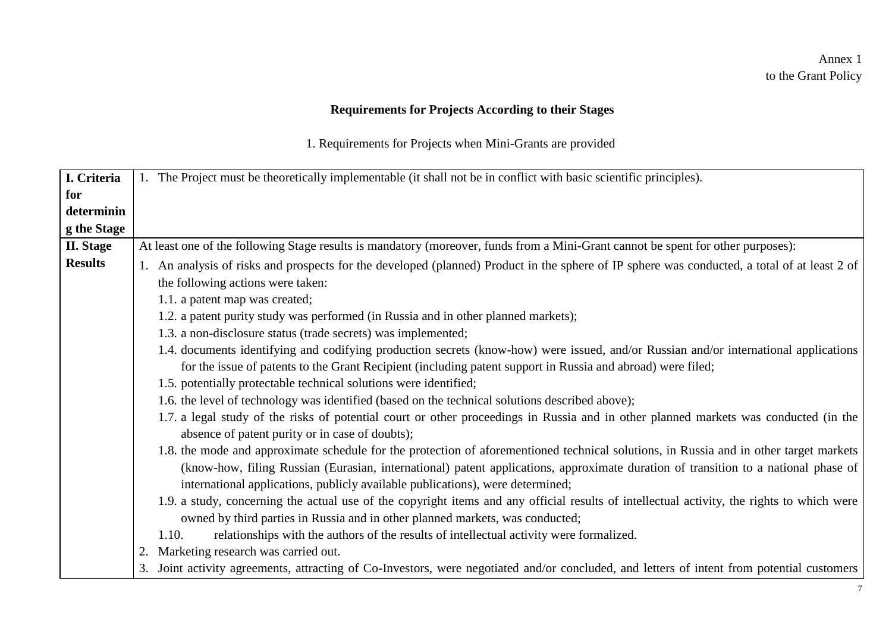Annex 1
to the Grant Policy

**Requirements for Projects According to their Stages**

1. Requirements for Projects when Mini-Grants are provided

| **I. Criteria for determining the Stage** | 1. The Project must be theoretically implementable (it shall not be in conflict with basic scientific principles). |
|---|---|
| **II. Stage Results** | At least one of the following Stage results is mandatory (moreover, funds from a Mini-Grant cannot be spent for other purposes):<br>1. An analysis of risks and prospects for the developed (planned) Product in the sphere of IP sphere was conducted, a total of at least 2 of the following actions were taken:<br>1.1. a patent map was created;<br>1.2. a patent purity study was performed (in Russia and in other planned markets);<br>1.3. a non-disclosure status (trade secrets) was implemented;<br>1.4. documents identifying and codifying production secrets (know-how) were issued, and/or Russian and/or international applications for the issue of patents to the Grant Recipient (including patent support in Russia and abroad) were filed;<br>1.5. potentially protectable technical solutions were identified;<br>1.6. the level of technology was identified (based on the technical solutions described above);<br>1.7. a legal study of the risks of potential court or other proceedings in Russia and in other planned markets was conducted (in the absence of patent purity or in case of doubts);<br>1.8. the mode and approximate schedule for the protection of aforementioned technical solutions, in Russia and in other target markets (know-how, filing Russian (Eurasian, international) patent applications, approximate duration of transition to a national phase of international applications, publicly available publications), were determined;<br>1.9. a study, concerning the actual use of the copyright items and any official results of intellectual activity, the rights to which were owned by third parties in Russia and in other planned markets, was conducted;<br>1.10. relationships with the authors of the results of intellectual activity were formalized.<br>2. Marketing research was carried out.<br>3. Joint activity agreements, attracting of Co-Investors, were negotiated and/or concluded, and letters of intent from potential customers |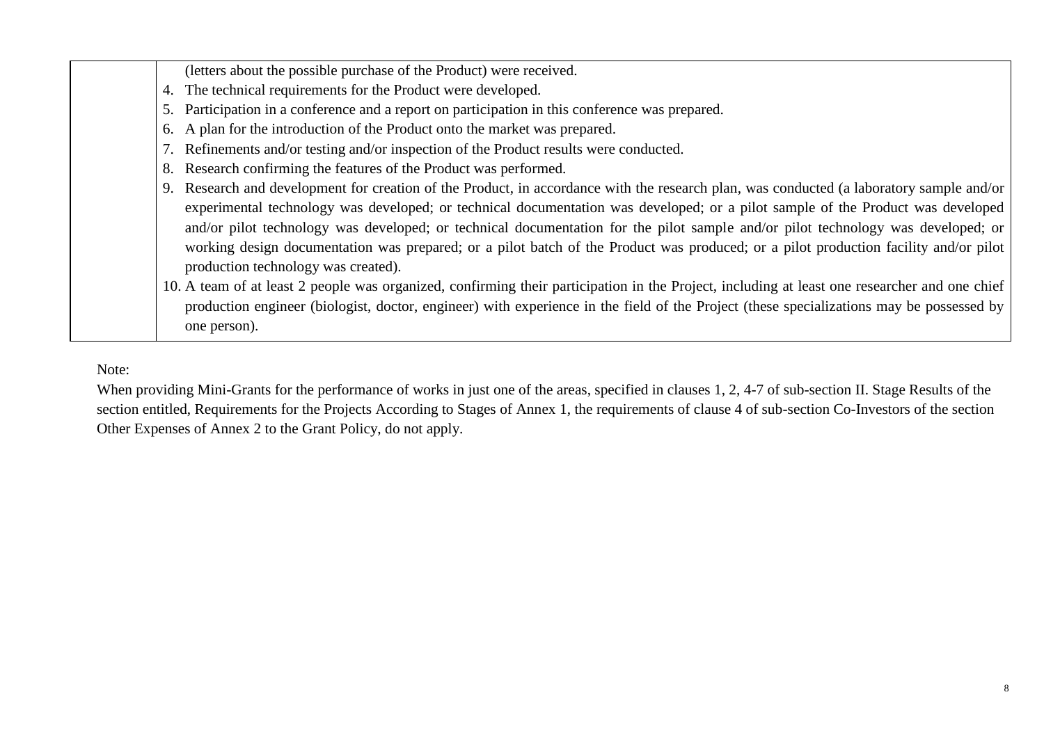| | |
|---|---|
| | (letters about the possible purchase of the Product) were received.<br>4. The technical requirements for the Product were developed.<br>5. Participation in a conference and a report on participation in this conference was prepared.<br>6. A plan for the introduction of the Product onto the market was prepared.<br>7. Refinements and/or testing and/or inspection of the Product results were conducted.<br>8. Research confirming the features of the Product was performed.<br>9. Research and development for creation of the Product, in accordance with the research plan, was conducted (a laboratory sample and/or experimental technology was developed; or technical documentation was developed; or a pilot sample of the Product was developed and/or pilot technology was developed; or technical documentation for the pilot sample and/or pilot technology was developed; or working design documentation was prepared; or a pilot batch of the Product was produced; or a pilot production facility and/or pilot production technology was created).<br>10. A team of at least 2 people was organized, confirming their participation in the Project, including at least one researcher and one chief production engineer (biologist, doctor, engineer) with experience in the field of the Project (these specializations may be possessed by one person). |

Note:

When providing Mini-Grants for the performance of works in just one of the areas, specified in clauses 1, 2, 4-7 of sub-section II. Stage Results of the section entitled, Requirements for the Projects According to Stages of Annex 1, the requirements of clause 4 of sub-section Co-Investors of the section Other Expenses of Annex 2 to the Grant Policy, do not apply.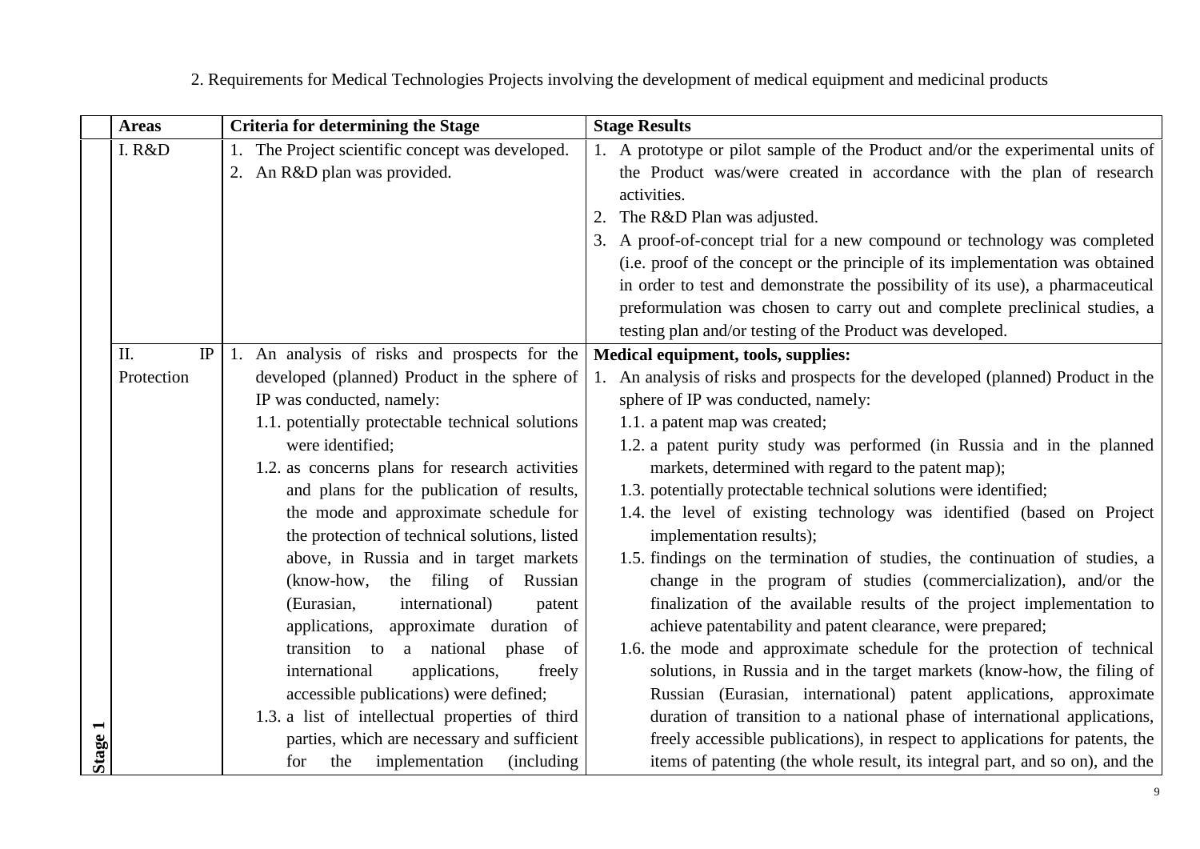2. Requirements for Medical Technologies Projects involving the development of medical equipment and medicinal products

| | Areas | Criteria for determining the Stage | Stage Results |
|---|---|---|---|
| Stage 1 | I. R&D | 1. The Project scientific concept was developed.<br>2. An R&D plan was provided. | 1. A prototype or pilot sample of the Product and/or the experimental units of the Product was/were created in accordance with the plan of research activities.<br>2. The R&D Plan was adjusted.<br>3. A proof-of-concept trial for a new compound or technology was completed (i.e. proof of the concept or the principle of its implementation was obtained in order to test and demonstrate the possibility of its use), a pharmaceutical preformulation was chosen to carry out and complete preclinical studies, a testing plan and/or testing of the Product was developed. |
| | II. IP Protection | 1. An analysis of risks and prospects for the developed (planned) Product in the sphere of IP was conducted, namely:<br>1.1. potentially protectable technical solutions were identified;<br>1.2. as concerns plans for research activities and plans for the publication of results, the mode and approximate schedule for the protection of technical solutions, listed above, in Russia and in target markets (know-how, the filing of Russian (Eurasian, international) patent applications, approximate duration of transition to a national phase of international applications, freely accessible publications) were defined;<br>1.3. a list of intellectual properties of third parties, which are necessary and sufficient for the implementation (including | **Medical equipment, tools, supplies:**<br>1. An analysis of risks and prospects for the developed (planned) Product in the sphere of IP was conducted, namely:<br>1.1. a patent map was created;<br>1.2. a patent purity study was performed (in Russia and in the planned markets, determined with regard to the patent map);<br>1.3. potentially protectable technical solutions were identified;<br>1.4. the level of existing technology was identified (based on Project implementation results);<br>1.5. findings on the termination of studies, the continuation of studies, a change in the program of studies (commercialization), and/or the finalization of the available results of the project implementation to achieve patentability and patent clearance, were prepared;<br>1.6. the mode and approximate schedule for the protection of technical solutions, in Russia and in the target markets (know-how, the filing of Russian (Eurasian, international) patent applications, approximate duration of transition to a national phase of international applications, freely accessible publications), in respect to applications for patents, the items of patenting (the whole result, its integral part, and so on), and the |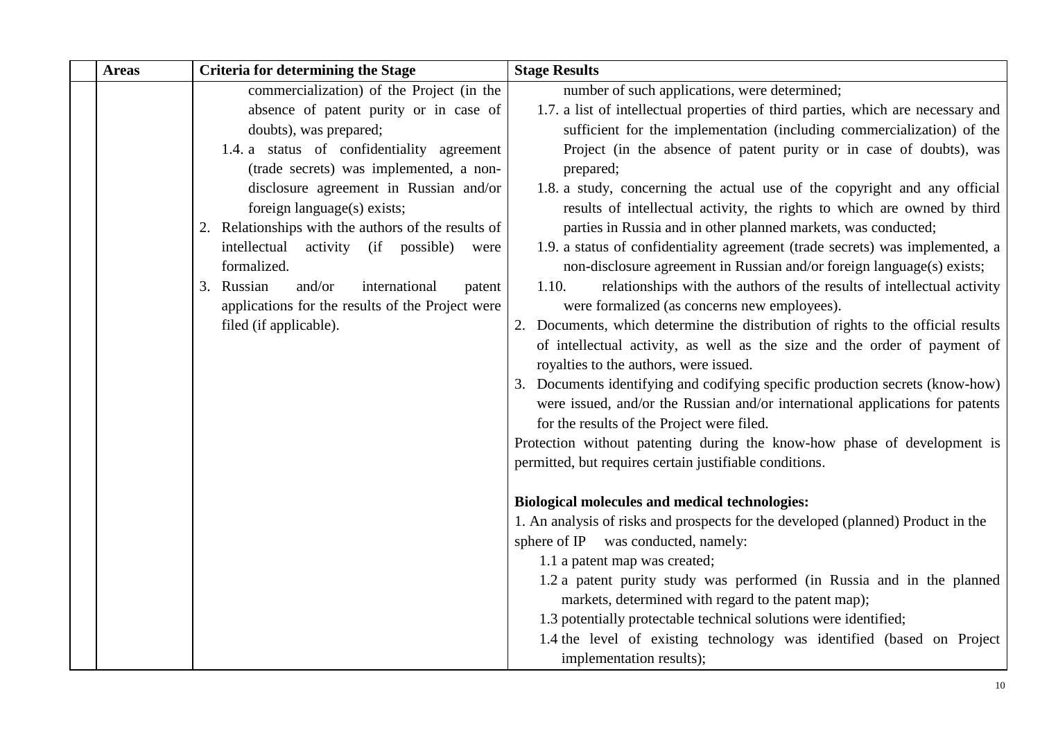| | Areas | Criteria for determining the Stage | Stage Results |
|---|---|---|---|
| | | commercialization) of the Project (in the absence of patent purity or in case of doubts), was prepared;<br>1.4. a status of confidentiality agreement (trade secrets) was implemented, a non-disclosure agreement in Russian and/or foreign language(s) exists;<br>2. Relationships with the authors of the results of intellectual activity (if possible) were formalized.<br>3. Russian and/or international patent applications for the results of the Project were filed (if applicable). | number of such applications, were determined;<br>1.7. a list of intellectual properties of third parties, which are necessary and sufficient for the implementation (including commercialization) of the Project (in the absence of patent purity or in case of doubts), was prepared;<br>1.8. a study, concerning the actual use of the copyright and any official results of intellectual activity, the rights to which are owned by third parties in Russia and in other planned markets, was conducted;<br>1.9. a status of confidentiality agreement (trade secrets) was implemented, a non-disclosure agreement in Russian and/or foreign language(s) exists;<br>1.10. relationships with the authors of the results of intellectual activity were formalized (as concerns new employees).<br>2. Documents, which determine the distribution of rights to the official results of intellectual activity, as well as the size and the order of payment of royalties to the authors, were issued.<br>3. Documents identifying and codifying specific production secrets (know-how) were issued, and/or the Russian and/or international applications for patents for the results of the Project were filed.<br>Protection without patenting during the know-how phase of development is permitted, but requires certain justifiable conditions.<br><br>**Biological molecules and medical technologies:**<br>1. An analysis of risks and prospects for the developed (planned) Product in the sphere of IP was conducted, namely:<br>1.1 a patent map was created;<br>1.2 a patent purity study was performed (in Russia and in the planned markets, determined with regard to the patent map);<br>1.3 potentially protectable technical solutions were identified;<br>1.4 the level of existing technology was identified (based on Project implementation results); |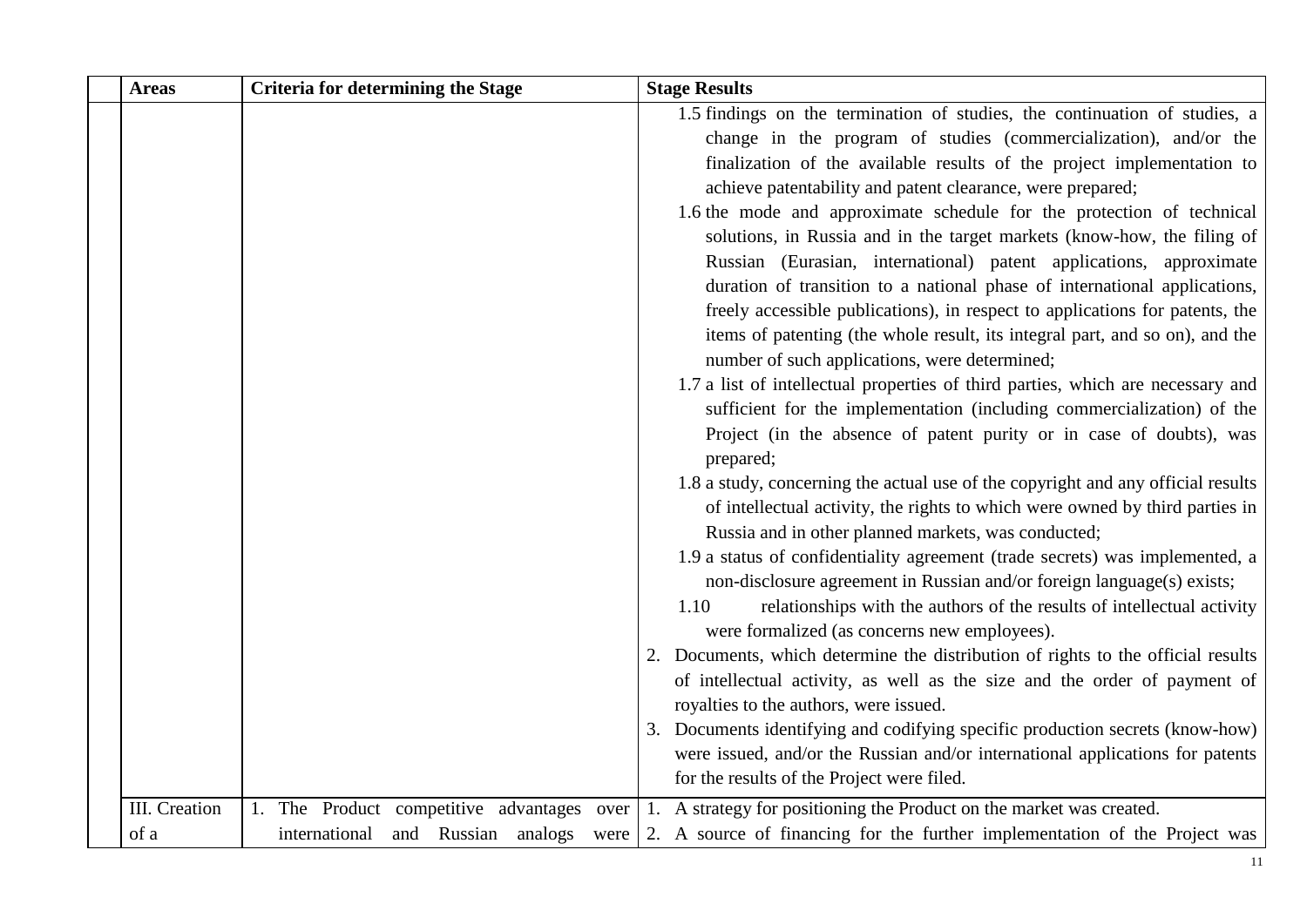| Areas | Criteria for determining the Stage | Stage Results |
|---|---|---|
| | | 1.5 findings on the termination of studies, the continuation of studies, a change in the program of studies (commercialization), and/or the finalization of the available results of the project implementation to achieve patentability and patent clearance, were prepared;<br>1.6 the mode and approximate schedule for the protection of technical solutions, in Russia and in the target markets (know-how, the filing of Russian (Eurasian, international) patent applications, approximate duration of transition to a national phase of international applications, freely accessible publications), in respect to applications for patents, the items of patenting (the whole result, its integral part, and so on), and the number of such applications, were determined;<br>1.7 a list of intellectual properties of third parties, which are necessary and sufficient for the implementation (including commercialization) of the Project (in the absence of patent purity or in case of doubts), was prepared;<br>1.8 a study, concerning the actual use of the copyright and any official results of intellectual activity, the rights to which were owned by third parties in Russia and in other planned markets, was conducted;<br>1.9 a status of confidentiality agreement (trade secrets) was implemented, a non-disclosure agreement in Russian and/or foreign language(s) exists;<br>1.10 relationships with the authors of the results of intellectual activity were formalized (as concerns new employees).<br>2. Documents, which determine the distribution of rights to the official results of intellectual activity, as well as the size and the order of payment of royalties to the authors, were issued.<br>3. Documents identifying and codifying specific production secrets (know-how) were issued, and/or the Russian and/or international applications for patents for the results of the Project were filed. |
| III. Creation of a | 1. The Product competitive advantages over international and Russian analogs were | 1. A strategy for positioning the Product on the market was created.<br>2. A source of financing for the further implementation of the Project was |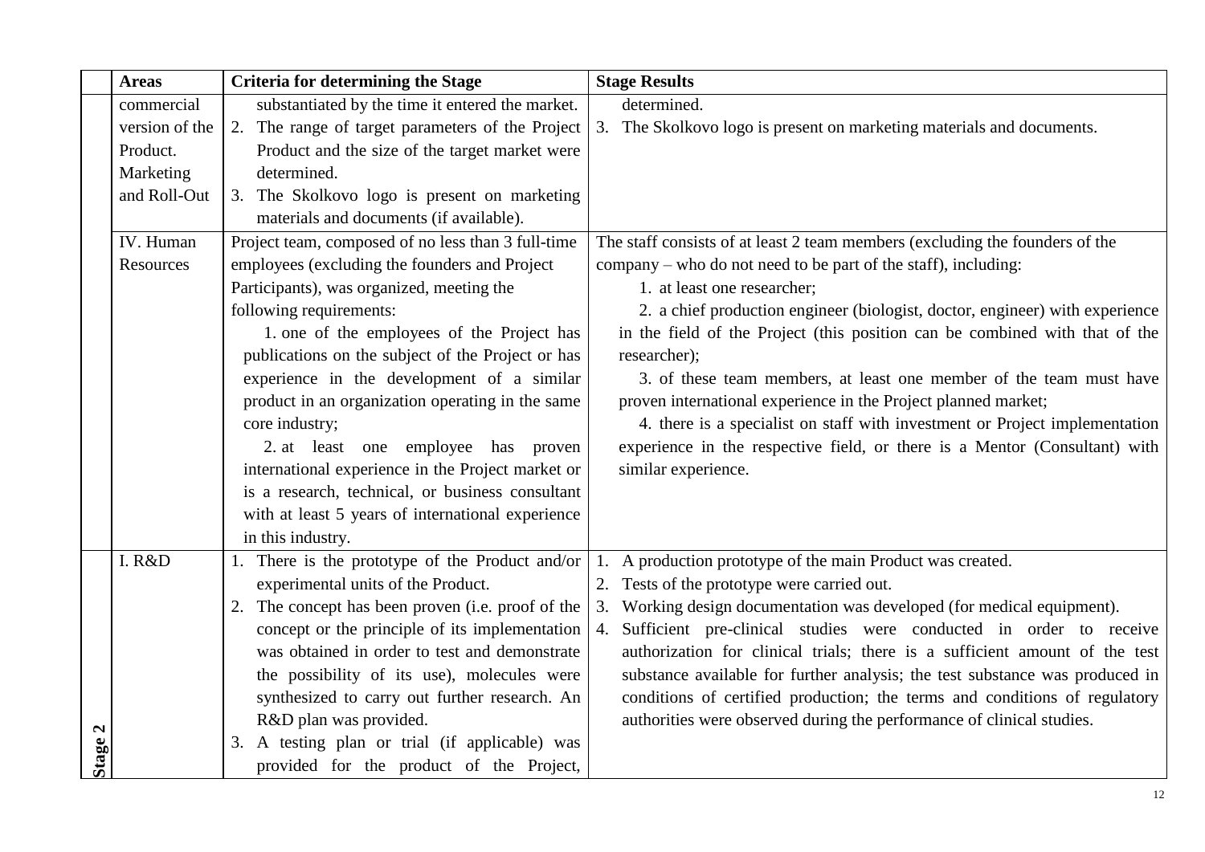| | Areas | Criteria for determining the Stage | Stage Results |
|---|---|---|---|
| | commercial version of the Product. Marketing and Roll-Out | substantiated by the time it entered the market. 2. The range of target parameters of the Project Product and the size of the target market were determined. 3. The Skolkovo logo is present on marketing materials and documents (if available). | determined. 3. The Skolkovo logo is present on marketing materials and documents. |
| | IV. Human Resources | Project team, composed of no less than 3 full-time employees (excluding the founders and Project Participants), was organized, meeting the following requirements: 1. one of the employees of the Project has publications on the subject of the Project or has experience in the development of a similar product in an organization operating in the same core industry; 2. at least one employee has proven international experience in the Project market or is a research, technical, or business consultant with at least 5 years of international experience in this industry. | The staff consists of at least 2 team members (excluding the founders of the company – who do not need to be part of the staff), including: 1. at least one researcher; 2. a chief production engineer (biologist, doctor, engineer) with experience in the field of the Project (this position can be combined with that of the researcher); 3. of these team members, at least one member of the team must have proven international experience in the Project planned market; 4. there is a specialist on staff with investment or Project implementation experience in the respective field, or there is a Mentor (Consultant) with similar experience. |
| Stage 2 | I. R&D | 1. There is the prototype of the Product and/or experimental units of the Product. 2. The concept has been proven (i.e. proof of the concept or the principle of its implementation was obtained in order to test and demonstrate the possibility of its use), molecules were synthesized to carry out further research. An R&D plan was provided. 3. A testing plan or trial (if applicable) was provided for the product of the Project, | 1. A production prototype of the main Product was created. 2. Tests of the prototype were carried out. 3. Working design documentation was developed (for medical equipment). 4. Sufficient pre-clinical studies were conducted in order to receive authorization for clinical trials; there is a sufficient amount of the test substance available for further analysis; the test substance was produced in conditions of certified production; the terms and conditions of regulatory authorities were observed during the performance of clinical studies. |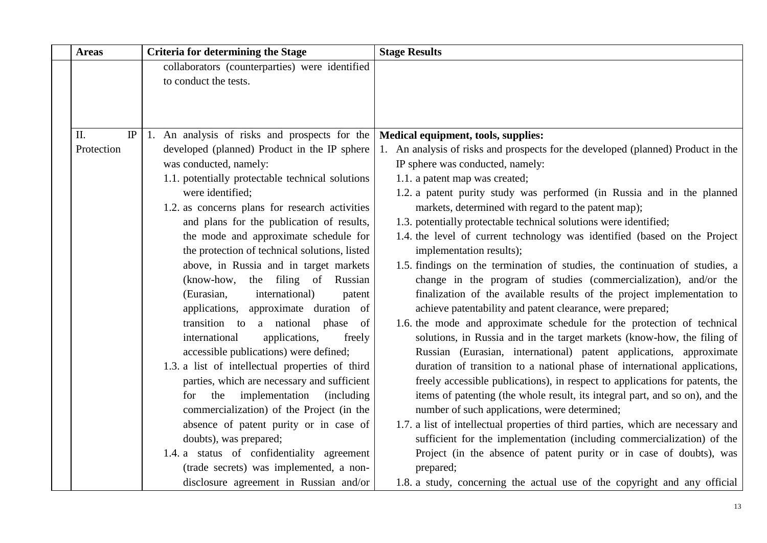| Areas | Criteria for determining the Stage | Stage Results |
|---|---|---|
| | collaborators (counterparties) were identified to conduct the tests. | |
| II. IP Protection | 1. An analysis of risks and prospects for the developed (planned) Product in the IP sphere was conducted, namely:<br>1.1. potentially protectable technical solutions were identified;<br>1.2. as concerns plans for research activities and plans for the publication of results, the mode and approximate schedule for the protection of technical solutions, listed above, in Russia and in target markets (know-how, the filing of Russian (Eurasian, international) patent applications, approximate duration of transition to a national phase of international applications, freely accessible publications) were defined;<br>1.3. a list of intellectual properties of third parties, which are necessary and sufficient for the implementation (including commercialization) of the Project (in the absence of patent purity or in case of doubts), was prepared;<br>1.4. a status of confidentiality agreement (trade secrets) was implemented, a non-disclosure agreement in Russian and/or | **Medical equipment, tools, supplies:**<br>1. An analysis of risks and prospects for the developed (planned) Product in the IP sphere was conducted, namely:<br>1.1. a patent map was created;<br>1.2. a patent purity study was performed (in Russia and in the planned markets, determined with regard to the patent map);<br>1.3. potentially protectable technical solutions were identified;<br>1.4. the level of current technology was identified (based on the Project implementation results);<br>1.5. findings on the termination of studies, the continuation of studies, a change in the program of studies (commercialization), and/or the finalization of the available results of the project implementation to achieve patentability and patent clearance, were prepared;<br>1.6. the mode and approximate schedule for the protection of technical solutions, in Russia and in the target markets (know-how, the filing of Russian (Eurasian, international) patent applications, approximate duration of transition to a national phase of international applications, freely accessible publications), in respect to applications for patents, the items of patenting (the whole result, its integral part, and so on), and the number of such applications, were determined;<br>1.7. a list of intellectual properties of third parties, which are necessary and sufficient for the implementation (including commercialization) of the Project (in the absence of patent purity or in case of doubts), was prepared;<br>1.8. a study, concerning the actual use of the copyright and any official |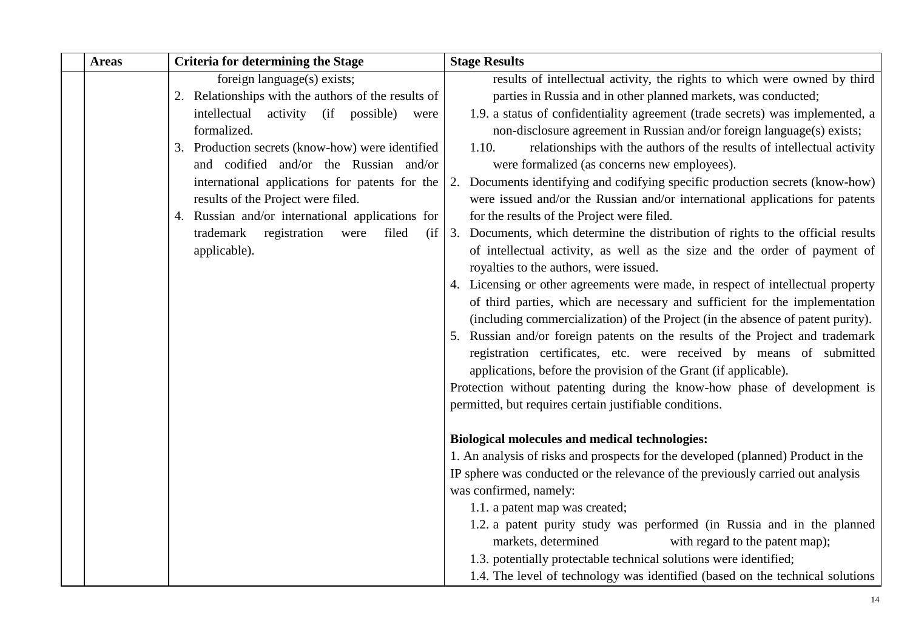| | Areas | Criteria for determining the Stage | Stage Results |
|---|---|---|---|
| | | foreign language(s) exists;<br>2. Relationships with the authors of the results of intellectual activity (if possible) were formalized.<br>3. Production secrets (know-how) were identified and codified and/or the Russian and/or international applications for patents for the results of the Project were filed.<br>4. Russian and/or international applications for trademark registration were filed (if applicable). | results of intellectual activity, the rights to which were owned by third parties in Russia and in other planned markets, was conducted;<br>1.9. a status of confidentiality agreement (trade secrets) was implemented, a non-disclosure agreement in Russian and/or foreign language(s) exists;<br>1.10. relationships with the authors of the results of intellectual activity were formalized (as concerns new employees).<br>2. Documents identifying and codifying specific production secrets (know-how) were issued and/or the Russian and/or international applications for patents for the results of the Project were filed.<br>3. Documents, which determine the distribution of rights to the official results of intellectual activity, as well as the size and the order of payment of royalties to the authors, were issued.<br>4. Licensing or other agreements were made, in respect of intellectual property of third parties, which are necessary and sufficient for the implementation (including commercialization) of the Project (in the absence of patent purity).<br>5. Russian and/or foreign patents on the results of the Project and trademark registration certificates, etc. were received by means of submitted applications, before the provision of the Grant (if applicable).<br>Protection without patenting during the know-how phase of development is permitted, but requires certain justifiable conditions.<br><br>**Biological molecules and medical technologies:**<br>1. An analysis of risks and prospects for the developed (planned) Product in the IP sphere was conducted or the relevance of the previously carried out analysis was confirmed, namely:<br>1.1. a patent map was created;<br>1.2. a patent purity study was performed (in Russia and in the planned markets, determined with regard to the patent map);<br>1.3. potentially protectable technical solutions were identified;<br>1.4. The level of technology was identified (based on the technical solutions |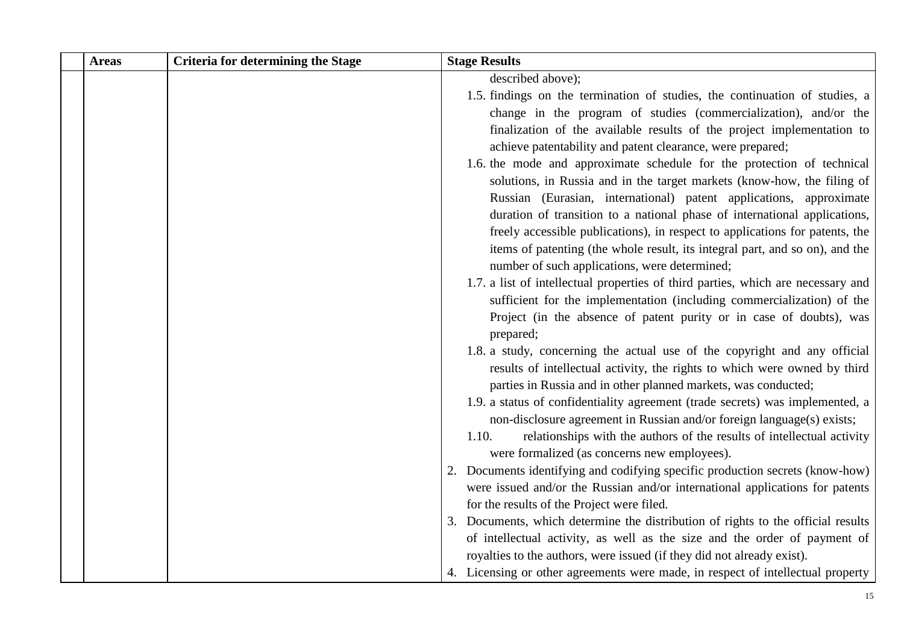| | Areas | Criteria for determining the Stage | Stage Results |
|---|---|---|---|
| | | | described above);<br>1.5. findings on the termination of studies, the continuation of studies, a change in the program of studies (commercialization), and/or the finalization of the available results of the project implementation to achieve patentability and patent clearance, were prepared;<br>1.6. the mode and approximate schedule for the protection of technical solutions, in Russia and in the target markets (know-how, the filing of Russian (Eurasian, international) patent applications, approximate duration of transition to a national phase of international applications, freely accessible publications), in respect to applications for patents, the items of patenting (the whole result, its integral part, and so on), and the number of such applications, were determined;<br>1.7. a list of intellectual properties of third parties, which are necessary and sufficient for the implementation (including commercialization) of the Project (in the absence of patent purity or in case of doubts), was prepared;<br>1.8. a study, concerning the actual use of the copyright and any official results of intellectual activity, the rights to which were owned by third parties in Russia and in other planned markets, was conducted;<br>1.9. a status of confidentiality agreement (trade secrets) was implemented, a non-disclosure agreement in Russian and/or foreign language(s) exists;<br>1.10. relationships with the authors of the results of intellectual activity were formalized (as concerns new employees).<br>2. Documents identifying and codifying specific production secrets (know-how) were issued and/or the Russian and/or international applications for patents for the results of the Project were filed.<br>3. Documents, which determine the distribution of rights to the official results of intellectual activity, as well as the size and the order of payment of royalties to the authors, were issued (if they did not already exist).<br>4. Licensing or other agreements were made, in respect of intellectual property |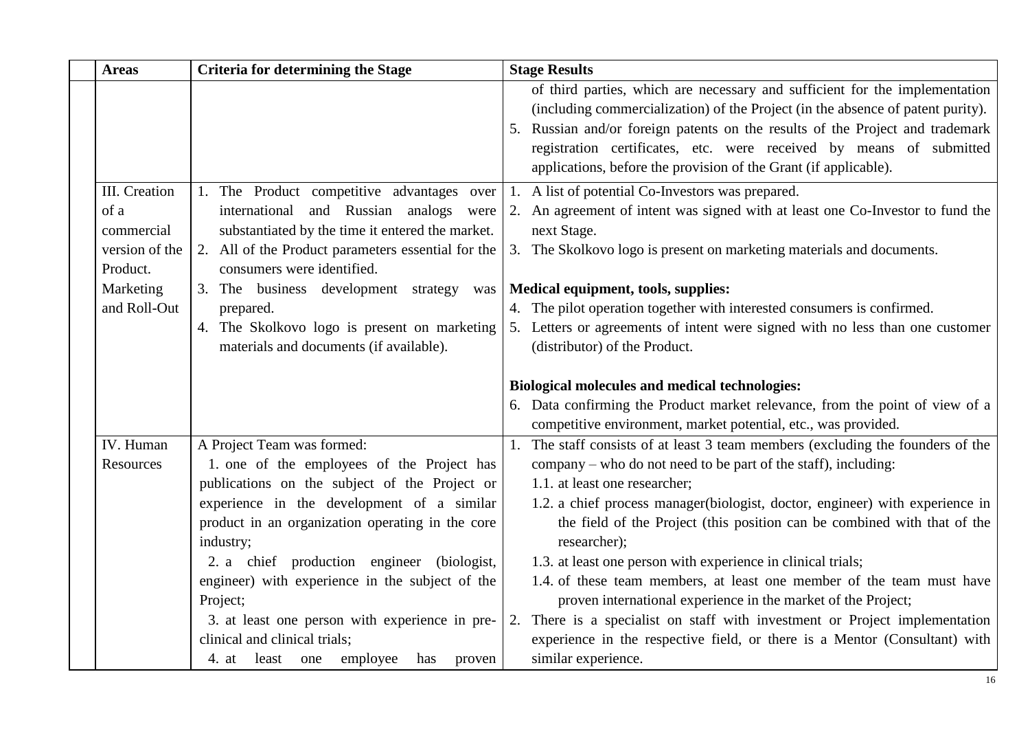| Areas | Criteria for determining the Stage | Stage Results |
|---|---|---|
| | | of third parties, which are necessary and sufficient for the implementation (including commercialization) of the Project (in the absence of patent purity).<br>5. Russian and/or foreign patents on the results of the Project and trademark registration certificates, etc. were received by means of submitted applications, before the provision of the Grant (if applicable). |
| III. Creation of a commercial version of the Product. Marketing and Roll-Out | 1. The Product competitive advantages over international and Russian analogs were substantiated by the time it entered the market.<br>2. All of the Product parameters essential for the consumers were identified.<br>3. The business development strategy was prepared.<br>4. The Skolkovo logo is present on marketing materials and documents (if available). | 1. A list of potential Co-Investors was prepared.<br>2. An agreement of intent was signed with at least one Co-Investor to fund the next Stage.<br>3. The Skolkovo logo is present on marketing materials and documents.<br><br>**Medical equipment, tools, supplies:**<br>4. The pilot operation together with interested consumers is confirmed.<br>5. Letters or agreements of intent were signed with no less than one customer (distributor) of the Product.<br><br>**Biological molecules and medical technologies:**<br>6. Data confirming the Product market relevance, from the point of view of a competitive environment, market potential, etc., was provided. |
| IV. Human Resources | A Project Team was formed:<br>1. one of the employees of the Project has publications on the subject of the Project or experience in the development of a similar product in an organization operating in the core industry;<br>2. a chief production engineer (biologist, engineer) with experience in the subject of the Project;<br>3. at least one person with experience in pre-clinical and clinical trials;<br>4. at least one employee has proven | 1. The staff consists of at least 3 team members (excluding the founders of the company – who do not need to be part of the staff), including:<br>1.1. at least one researcher;<br>1.2. a chief process manager(biologist, doctor, engineer) with experience in the field of the Project (this position can be combined with that of the researcher);<br>1.3. at least one person with experience in clinical trials;<br>1.4. of these team members, at least one member of the team must have proven international experience in the market of the Project;<br>2. There is a specialist on staff with investment or Project implementation experience in the respective field, or there is a Mentor (Consultant) with similar experience. |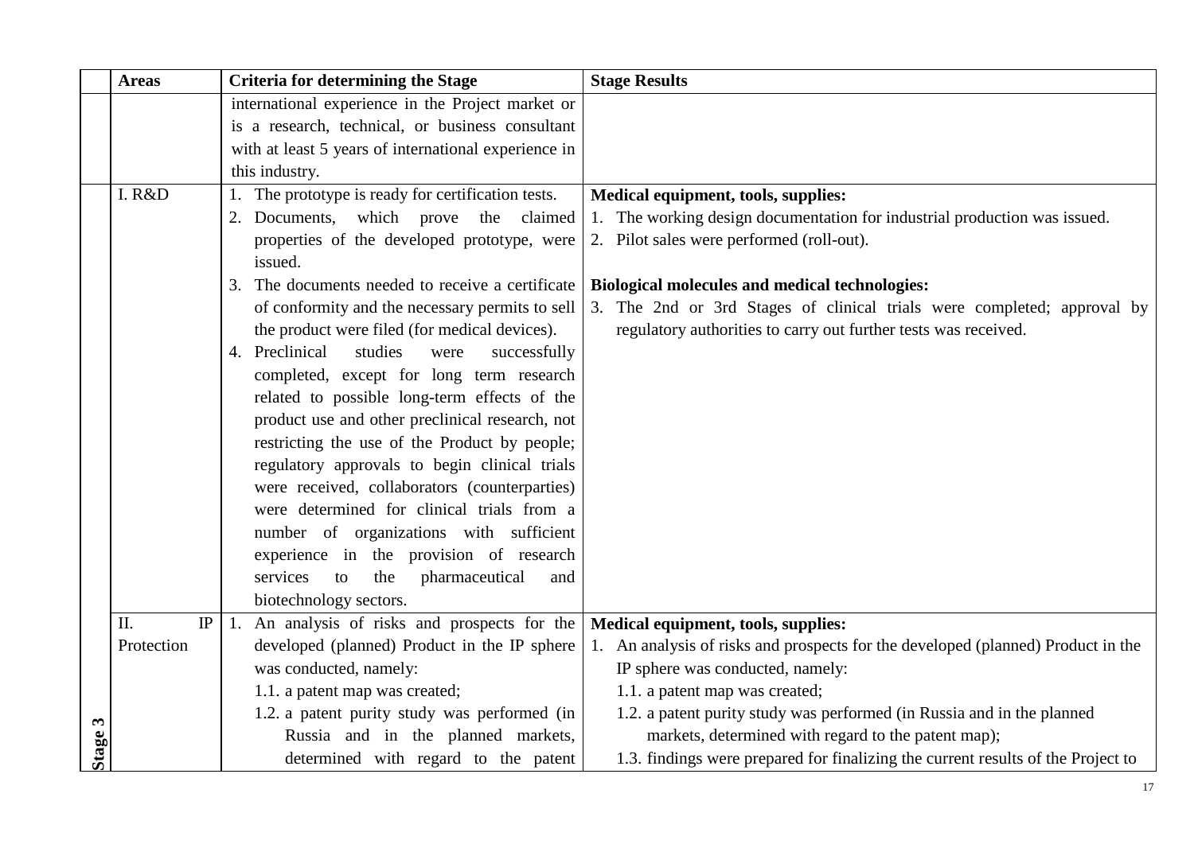| | Areas | Criteria for determining the Stage | Stage Results |
|---|---|---|---|
| | | international experience in the Project market or is a research, technical, or business consultant with at least 5 years of international experience in this industry. | |
| Stage 3 | I. R&D | 1. The prototype is ready for certification tests.<br>2. Documents, which prove the claimed properties of the developed prototype, were issued.<br>3. The documents needed to receive a certificate of conformity and the necessary permits to sell the product were filed (for medical devices).<br>4. Preclinical studies were successfully completed, except for long term research related to possible long-term effects of the product use and other preclinical research, not restricting the use of the Product by people; regulatory approvals to begin clinical trials were received, collaborators (counterparties) were determined for clinical trials from a number of organizations with sufficient experience in the provision of research services to the pharmaceutical and biotechnology sectors. | **Medical equipment, tools, supplies:**<br>1. The working design documentation for industrial production was issued.<br>2. Pilot sales were performed (roll-out).<br><br>**Biological molecules and medical technologies:**<br>3. The 2nd or 3rd Stages of clinical trials were completed; approval by regulatory authorities to carry out further tests was received. |
| | II. IP Protection | 1. An analysis of risks and prospects for the developed (planned) Product in the IP sphere was conducted, namely:<br>1.1. a patent map was created;<br>1.2. a patent purity study was performed (in Russia and in the planned markets, determined with regard to the patent | **Medical equipment, tools, supplies:**<br>1. An analysis of risks and prospects for the developed (planned) Product in the IP sphere was conducted, namely:<br>1.1. a patent map was created;<br>1.2. a patent purity study was performed (in Russia and in the planned markets, determined with regard to the patent map);<br>1.3. findings were prepared for finalizing the current results of the Project to |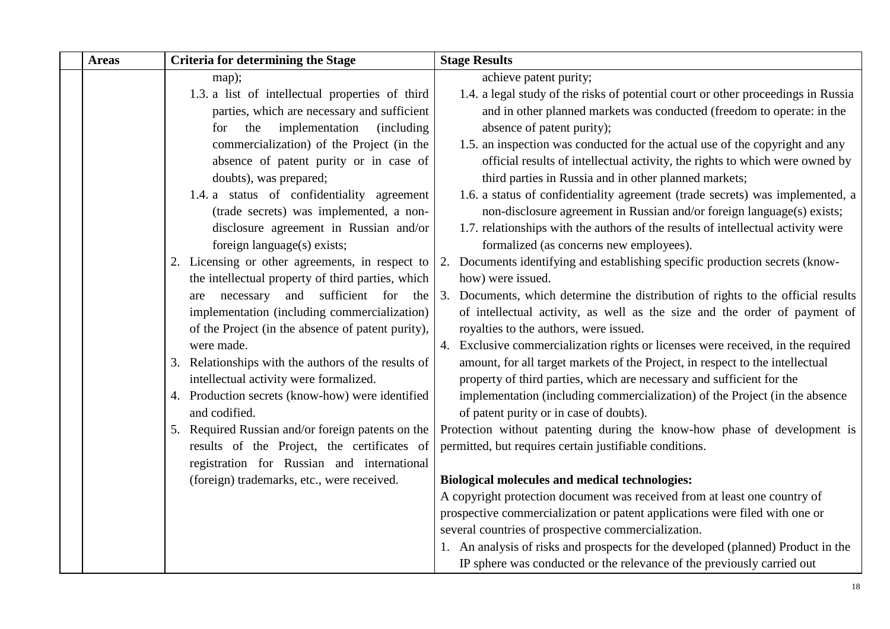| | Areas | Criteria for determining the Stage | Stage Results |
|---|---|---|---|
| | | map);<br>1.3. a list of intellectual properties of third parties, which are necessary and sufficient for the implementation (including commercialization) of the Project (in the absence of patent purity or in case of doubts), was prepared;<br>1.4. a status of confidentiality agreement (trade secrets) was implemented, a non-disclosure agreement in Russian and/or foreign language(s) exists;<br>2. Licensing or other agreements, in respect to the intellectual property of third parties, which are necessary and sufficient for the implementation (including commercialization) of the Project (in the absence of patent purity), were made.<br>3. Relationships with the authors of the results of intellectual activity were formalized.<br>4. Production secrets (know-how) were identified and codified.<br>5. Required Russian and/or foreign patents on the results of the Project, the certificates of registration for Russian and international (foreign) trademarks, etc., were received. | achieve patent purity;<br>1.4. a legal study of the risks of potential court or other proceedings in Russia and in other planned markets was conducted (freedom to operate: in the absence of patent purity);<br>1.5. an inspection was conducted for the actual use of the copyright and any official results of intellectual activity, the rights to which were owned by third parties in Russia and in other planned markets;<br>1.6. a status of confidentiality agreement (trade secrets) was implemented, a non-disclosure agreement in Russian and/or foreign language(s) exists;<br>1.7. relationships with the authors of the results of intellectual activity were formalized (as concerns new employees).<br>2. Documents identifying and establishing specific production secrets (know-how) were issued.<br>3. Documents, which determine the distribution of rights to the official results of intellectual activity, as well as the size and the order of payment of royalties to the authors, were issued.<br>4. Exclusive commercialization rights or licenses were received, in the required amount, for all target markets of the Project, in respect to the intellectual property of third parties, which are necessary and sufficient for the implementation (including commercialization) of the Project (in the absence of patent purity or in case of doubts).<br>Protection without patenting during the know-how phase of development is permitted, but requires certain justifiable conditions.<br><br>**Biological molecules and medical technologies:**<br>A copyright protection document was received from at least one country of prospective commercialization or patent applications were filed with one or several countries of prospective commercialization.<br>1. An analysis of risks and prospects for the developed (planned) Product in the IP sphere was conducted or the relevance of the previously carried out |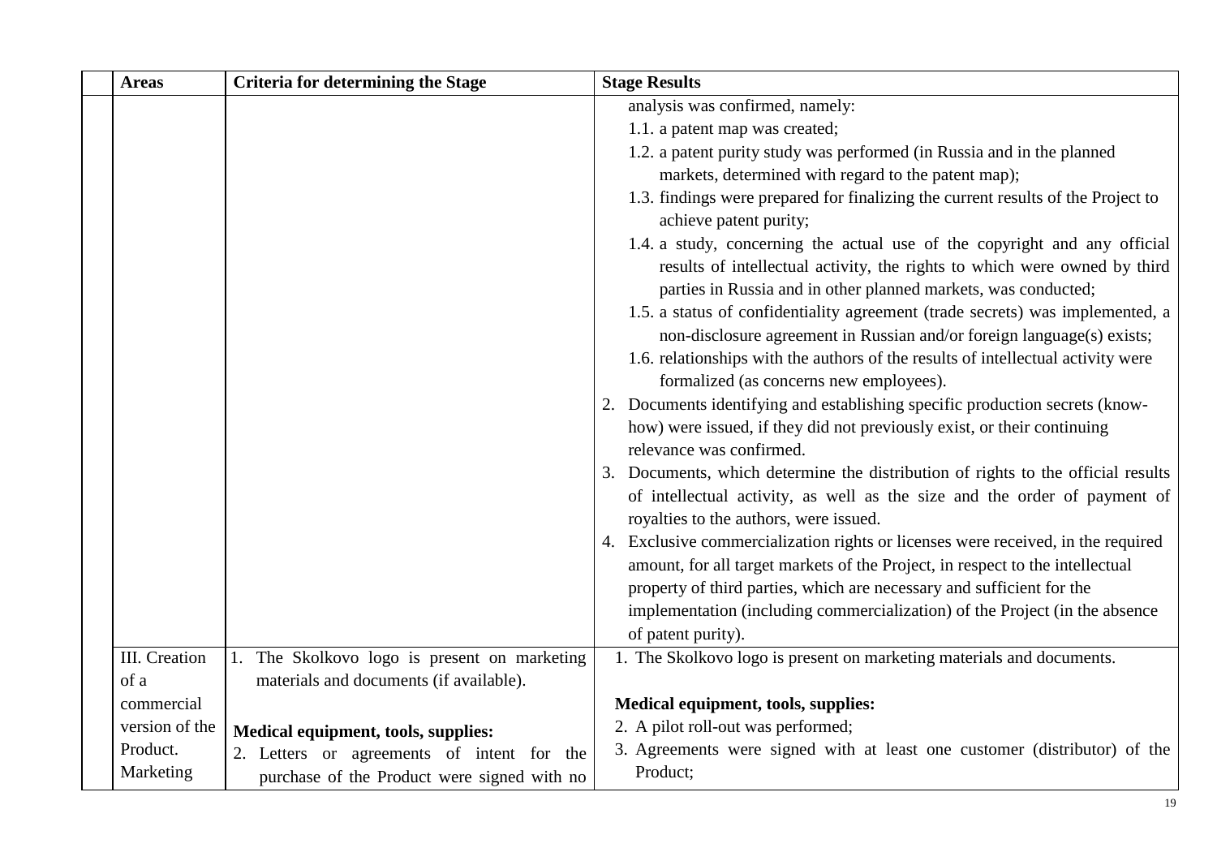| | Areas | Criteria for determining the Stage | Stage Results |
|---|---|---|---|
| | | | analysis was confirmed, namely:<br>1.1. a patent map was created;<br>1.2. a patent purity study was performed (in Russia and in the planned markets, determined with regard to the patent map);<br>1.3. findings were prepared for finalizing the current results of the Project to achieve patent purity;<br>1.4. a study, concerning the actual use of the copyright and any official results of intellectual activity, the rights to which were owned by third parties in Russia and in other planned markets, was conducted;<br>1.5. a status of confidentiality agreement (trade secrets) was implemented, a non-disclosure agreement in Russian and/or foreign language(s) exists;<br>1.6. relationships with the authors of the results of intellectual activity were formalized (as concerns new employees).<br>2. Documents identifying and establishing specific production secrets (know-how) were issued, if they did not previously exist, or their continuing relevance was confirmed.<br>3. Documents, which determine the distribution of rights to the official results of intellectual activity, as well as the size and the order of payment of royalties to the authors, were issued.<br>4. Exclusive commercialization rights or licenses were received, in the required amount, for all target markets of the Project, in respect to the intellectual property of third parties, which are necessary and sufficient for the implementation (including commercialization) of the Project (in the absence of patent purity). |
| | III. Creation of a commercial version of the Product. Marketing | 1. The Skolkovo logo is present on marketing materials and documents (if available).<br><br>**Medical equipment, tools, supplies:**<br>2. Letters or agreements of intent for the purchase of the Product were signed with no | 1. The Skolkovo logo is present on marketing materials and documents.<br><br>**Medical equipment, tools, supplies:**<br>2. A pilot roll-out was performed;<br>3. Agreements were signed with at least one customer (distributor) of the Product; |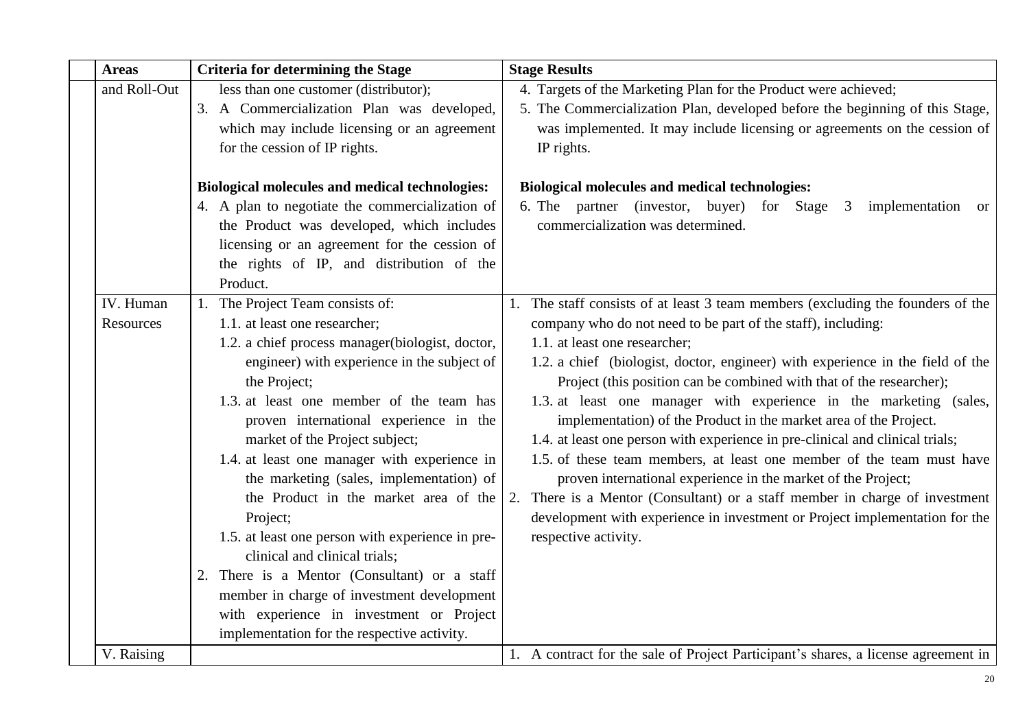| Areas | Criteria for determining the Stage | Stage Results |
|---|---|---|
| and Roll-Out | less than one customer (distributor);<br>3. A Commercialization Plan was developed, which may include licensing or an agreement for the cession of IP rights.<br><br>**Biological molecules and medical technologies:**<br>4. A plan to negotiate the commercialization of the Product was developed, which includes licensing or an agreement for the cession of the rights of IP, and distribution of the Product. | 4. Targets of the Marketing Plan for the Product were achieved;<br>5. The Commercialization Plan, developed before the beginning of this Stage, was implemented. It may include licensing or agreements on the cession of IP rights.<br><br>**Biological molecules and medical technologies:**<br>6. The partner (investor, buyer) for Stage 3 implementation or commercialization was determined. |
| IV. Human Resources | 1. The Project Team consists of:<br>1.1. at least one researcher;<br>1.2. a chief process manager(biologist, doctor, engineer) with experience in the subject of the Project;<br>1.3. at least one member of the team has proven international experience in the market of the Project subject;<br>1.4. at least one manager with experience in the marketing (sales, implementation) of the Product in the market area of the Project;<br>1.5. at least one person with experience in pre-clinical and clinical trials;<br>2. There is a Mentor (Consultant) or a staff member in charge of investment development with experience in investment or Project implementation for the respective activity. | 1. The staff consists of at least 3 team members (excluding the founders of the company who do not need to be part of the staff), including:<br>1.1. at least one researcher;<br>1.2. a chief (biologist, doctor, engineer) with experience in the field of the Project (this position can be combined with that of the researcher);<br>1.3. at least one manager with experience in the marketing (sales, implementation) of the Product in the market area of the Project.<br>1.4. at least one person with experience in pre-clinical and clinical trials;<br>1.5. of these team members, at least one member of the team must have proven international experience in the market of the Project;<br>2. There is a Mentor (Consultant) or a staff member in charge of investment development with experience in investment or Project implementation for the respective activity. |
| V. Raising | | 1. A contract for the sale of Project Participant's shares, a license agreement in |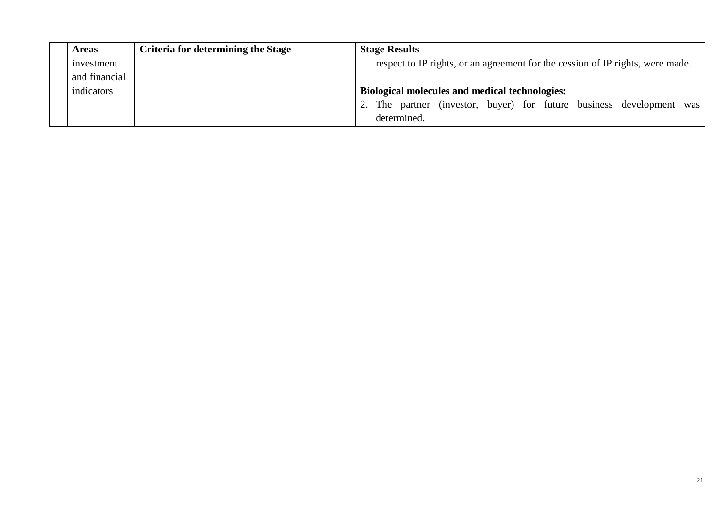| | Areas | Criteria for determining the Stage | Stage Results |
|---|---|---|---|
| | investment and financial indicators | | respect to IP rights, or an agreement for the cession of IP rights, were made.<br><br>**Biological molecules and medical technologies:**<br>2. The partner (investor, buyer) for future business development was determined. |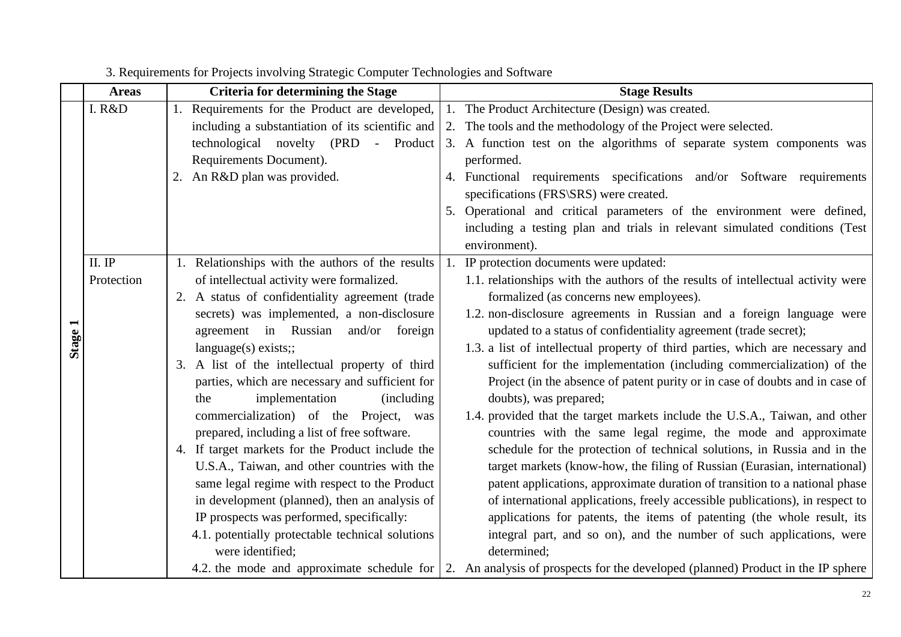3. Requirements for Projects involving Strategic Computer Technologies and Software

| | Areas | Criteria for determining the Stage | Stage Results |
|---|---|---|---|
| Stage 1 | I. R&D | 1. Requirements for the Product are developed, including a substantiation of its scientific and technological novelty (PRD - Product Requirements Document).<br>2. An R&D plan was provided. | 1. The Product Architecture (Design) was created.<br>2. The tools and the methodology of the Project were selected.<br>3. A function test on the algorithms of separate system components was performed.<br>4. Functional requirements specifications and/or Software requirements specifications (FRS\SRS) were created.<br>5. Operational and critical parameters of the environment were defined, including a testing plan and trials in relevant simulated conditions (Test environment). |
| | II. IP Protection | 1. Relationships with the authors of the results of intellectual activity were formalized.<br>2. A status of confidentiality agreement (trade secrets) was implemented, a non-disclosure agreement in Russian and/or foreign language(s) exists;;<br>3. A list of the intellectual property of third parties, which are necessary and sufficient for the implementation (including commercialization) of the Project, was prepared, including a list of free software.<br>4. If target markets for the Product include the U.S.A., Taiwan, and other countries with the same legal regime with respect to the Product in development (planned), then an analysis of IP prospects was performed, specifically:<br>4.1. potentially protectable technical solutions were identified;<br>4.2. the mode and approximate schedule for | 1. IP protection documents were updated:<br>1.1. relationships with the authors of the results of intellectual activity were formalized (as concerns new employees).<br>1.2. non-disclosure agreements in Russian and a foreign language were updated to a status of confidentiality agreement (trade secret);<br>1.3. a list of intellectual property of third parties, which are necessary and sufficient for the implementation (including commercialization) of the Project (in the absence of patent purity or in case of doubts and in case of doubts), was prepared;<br>1.4. provided that the target markets include the U.S.A., Taiwan, and other countries with the same legal regime, the mode and approximate schedule for the protection of technical solutions, in Russia and in the target markets (know-how, the filing of Russian (Eurasian, international) patent applications, approximate duration of transition to a national phase of international applications, freely accessible publications), in respect to applications for patents, the items of patenting (the whole result, its integral part, and so on), and the number of such applications, were determined;<br>2. An analysis of prospects for the developed (planned) Product in the IP sphere |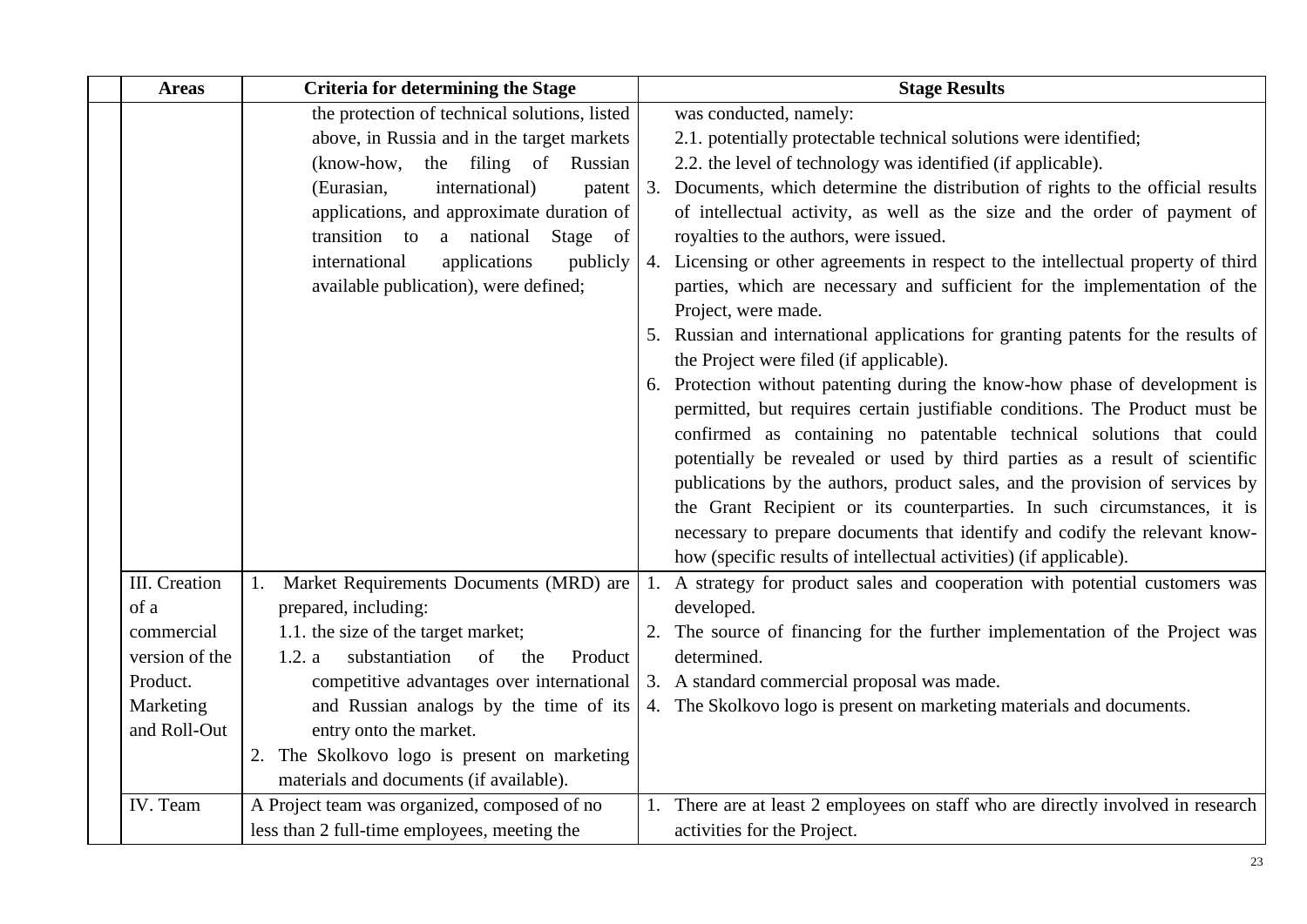| | Areas | Criteria for determining the Stage | Stage Results |
|---|---|---|---|
| | | the protection of technical solutions, listed above, in Russia and in the target markets (know-how, the filing of Russian (Eurasian, international) patent applications, and approximate duration of transition to a national Stage of international applications publicly available publication), were defined; | was conducted, namely:<br>2.1. potentially protectable technical solutions were identified;<br>2.2. the level of technology was identified (if applicable).<br>3. Documents, which determine the distribution of rights to the official results of intellectual activity, as well as the size and the order of payment of royalties to the authors, were issued.<br>4. Licensing or other agreements in respect to the intellectual property of third parties, which are necessary and sufficient for the implementation of the Project, were made.<br>5. Russian and international applications for granting patents for the results of the Project were filed (if applicable).<br>6. Protection without patenting during the know-how phase of development is permitted, but requires certain justifiable conditions. The Product must be confirmed as containing no patentable technical solutions that could potentially be revealed or used by third parties as a result of scientific publications by the authors, product sales, and the provision of services by the Grant Recipient or its counterparties. In such circumstances, it is necessary to prepare documents that identify and codify the relevant know-how (specific results of intellectual activities) (if applicable). |
| | III. Creation of a commercial version of the Product. Marketing and Roll-Out | 1. Market Requirements Documents (MRD) are prepared, including:<br>1.1. the size of the target market;<br>1.2. a substantiation of the Product competitive advantages over international and Russian analogs by the time of its entry onto the market.<br>2. The Skolkovo logo is present on marketing materials and documents (if available). | 1. A strategy for product sales and cooperation with potential customers was developed.<br>2. The source of financing for the further implementation of the Project was determined.<br>3. A standard commercial proposal was made.<br>4. The Skolkovo logo is present on marketing materials and documents. |
| | IV. Team | A Project team was organized, composed of no less than 2 full-time employees, meeting the | 1. There are at least 2 employees on staff who are directly involved in research activities for the Project. |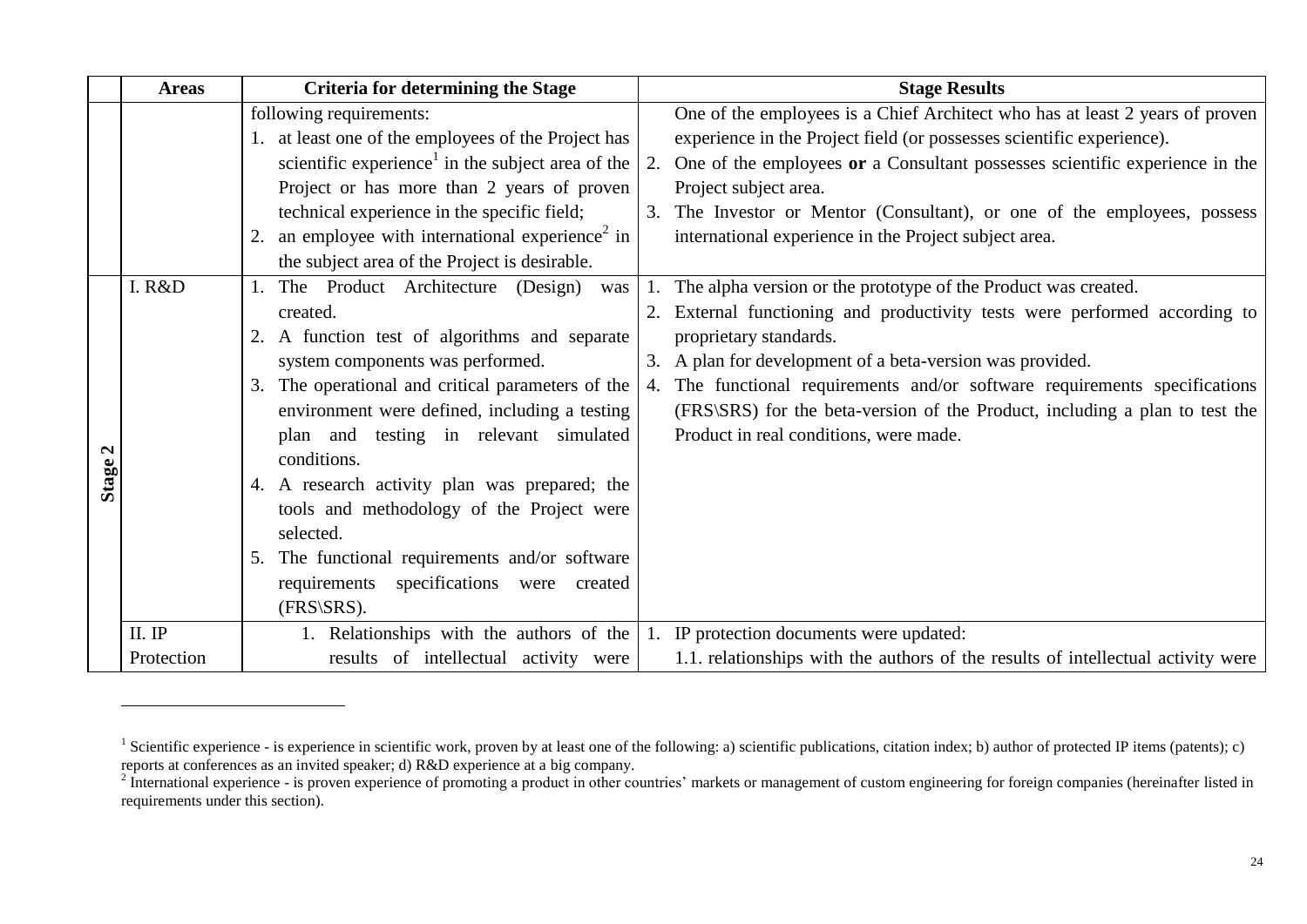| | Areas | Criteria for determining the Stage | Stage Results |
|---|---|---|---|
| | | following requirements:<br>1. at least one of the employees of the Project has scientific experience[1] in the subject area of the Project or has more than 2 years of proven technical experience in the specific field;<br>2. an employee with international experience[2] in the subject area of the Project is desirable. | One of the employees is a Chief Architect who has at least 2 years of proven experience in the Project field (or possesses scientific experience).<br>2. One of the employees **or** a Consultant possesses scientific experience in the Project subject area.<br>3. The Investor or Mentor (Consultant), or one of the employees, possess international experience in the Project subject area. |
| **Stage 2** | I. R&D | 1. The Product Architecture (Design) was created.<br>2. A function test of algorithms and separate system components was performed.<br>3. The operational and critical parameters of the environment were defined, including a testing plan and testing in relevant simulated conditions.<br>4. A research activity plan was prepared; the tools and methodology of the Project were selected.<br>5. The functional requirements and/or software requirements specifications were created (FRS\SRS). | 1. The alpha version or the prototype of the Product was created.<br>2. External functioning and productivity tests were performed according to proprietary standards.<br>3. A plan for development of a beta-version was provided.<br>4. The functional requirements and/or software requirements specifications (FRS\SRS) for the beta-version of the Product, including a plan to test the Product in real conditions, were made. |
| | II. IP Protection | 1. Relationships with the authors of the results of intellectual activity were | 1. IP protection documents were updated:<br>1.1. relationships with the authors of the results of intellectual activity were |

[1] Scientific experience - is experience in scientific work, proven by at least one of the following: a) scientific publications, citation index; b) author of protected IP items (patents); c) reports at conferences as an invited speaker; d) R&D experience at a big company.

[2] International experience - is proven experience of promoting a product in other countries' markets or management of custom engineering for foreign companies (hereinafter listed in requirements under this section).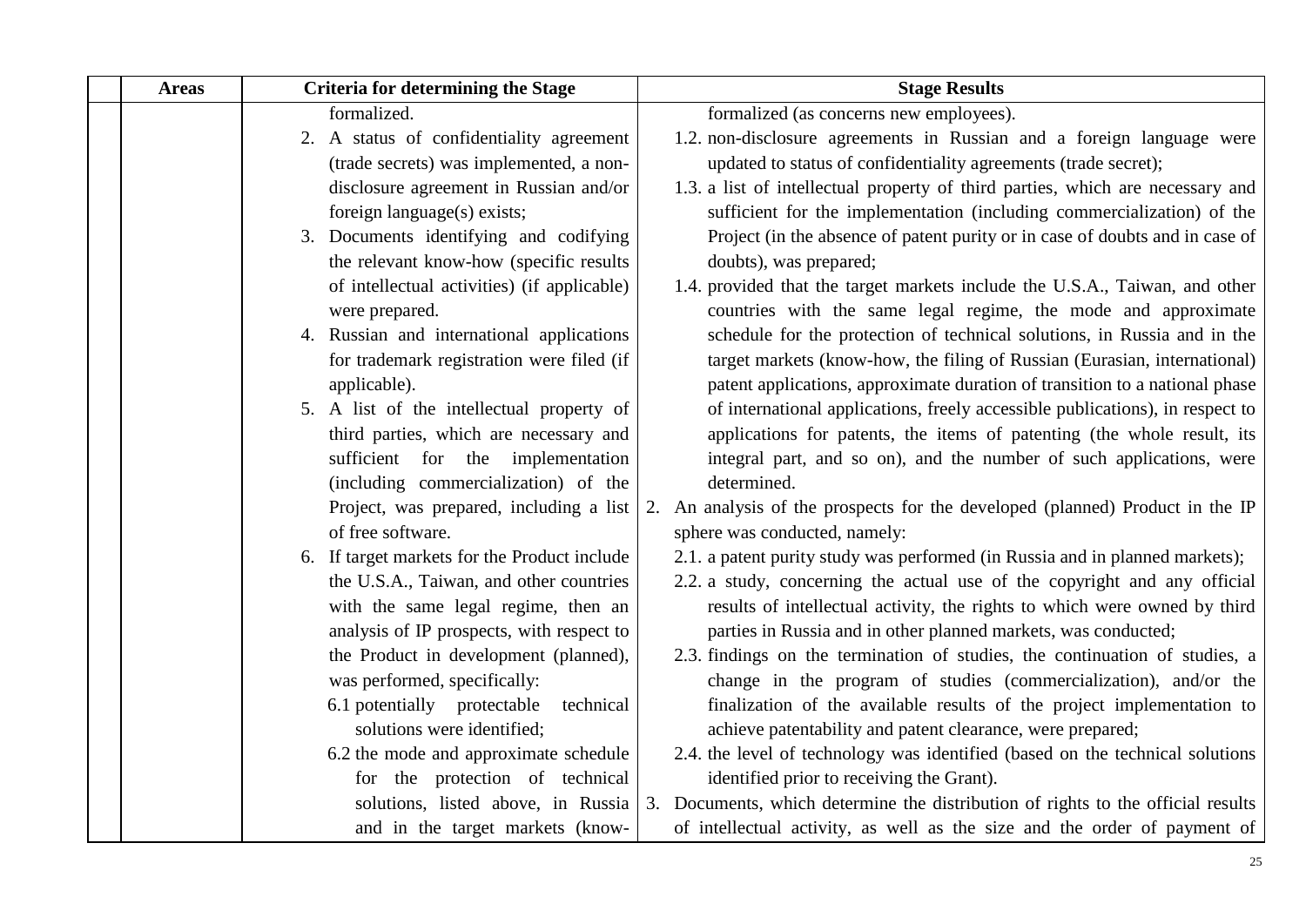|  | Areas | Criteria for determining the Stage | Stage Results |
|---|---|---|---|
|  |  | formalized.<br>2. A status of confidentiality agreement (trade secrets) was implemented, a non-disclosure agreement in Russian and/or foreign language(s) exists;<br>3. Documents identifying and codifying the relevant know-how (specific results of intellectual activities) (if applicable) were prepared.<br>4. Russian and international applications for trademark registration were filed (if applicable).<br>5. A list of the intellectual property of third parties, which are necessary and sufficient for the implementation (including commercialization) of the Project, was prepared, including a list of free software.<br>6. If target markets for the Product include the U.S.A., Taiwan, and other countries with the same legal regime, then an analysis of IP prospects, with respect to the Product in development (planned), was performed, specifically:<br>6.1 potentially protectable technical solutions were identified;<br>6.2 the mode and approximate schedule for the protection of technical solutions, listed above, in Russia and in the target markets (know- | formalized (as concerns new employees).<br>1.2. non-disclosure agreements in Russian and a foreign language were updated to status of confidentiality agreements (trade secret);<br>1.3. a list of intellectual property of third parties, which are necessary and sufficient for the implementation (including commercialization) of the Project (in the absence of patent purity or in case of doubts and in case of doubts), was prepared;<br>1.4. provided that the target markets include the U.S.A., Taiwan, and other countries with the same legal regime, the mode and approximate schedule for the protection of technical solutions, in Russia and in the target markets (know-how, the filing of Russian (Eurasian, international) patent applications, approximate duration of transition to a national phase of international applications, freely accessible publications), in respect to applications for patents, the items of patenting (the whole result, its integral part, and so on), and the number of such applications, were determined.<br>2. An analysis of the prospects for the developed (planned) Product in the IP sphere was conducted, namely:<br>2.1. a patent purity study was performed (in Russia and in planned markets);<br>2.2. a study, concerning the actual use of the copyright and any official results of intellectual activity, the rights to which were owned by third parties in Russia and in other planned markets, was conducted;<br>2.3. findings on the termination of studies, the continuation of studies, a change in the program of studies (commercialization), and/or the finalization of the available results of the project implementation to achieve patentability and patent clearance, were prepared;<br>2.4. the level of technology was identified (based on the technical solutions identified prior to receiving the Grant).<br>3. Documents, which determine the distribution of rights to the official results of intellectual activity, as well as the size and the order of payment of |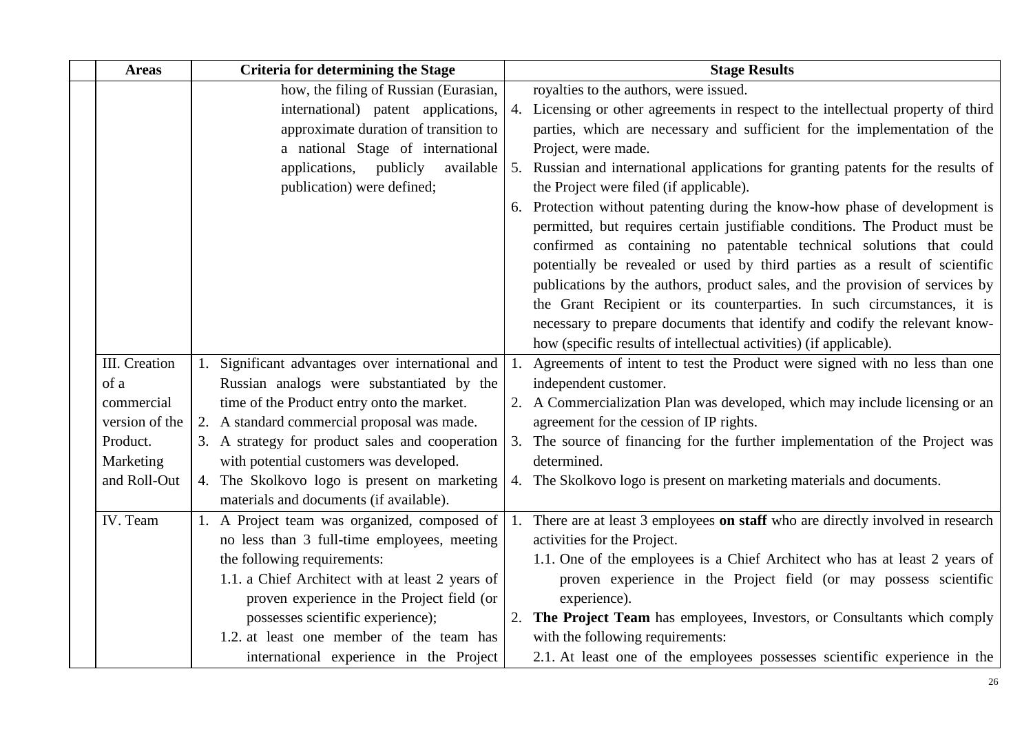| | Areas | Criteria for determining the Stage | Stage Results |
|---|---|---|---|
| | | how, the filing of Russian (Eurasian, international) patent applications, approximate duration of transition to a national Stage of international applications, publicly available publication) were defined; | royalties to the authors, were issued.<br>4. Licensing or other agreements in respect to the intellectual property of third parties, which are necessary and sufficient for the implementation of the Project, were made.<br>5. Russian and international applications for granting patents for the results of the Project were filed (if applicable).<br>6. Protection without patenting during the know-how phase of development is permitted, but requires certain justifiable conditions. The Product must be confirmed as containing no patentable technical solutions that could potentially be revealed or used by third parties as a result of scientific publications by the authors, product sales, and the provision of services by the Grant Recipient or its counterparties. In such circumstances, it is necessary to prepare documents that identify and codify the relevant know-how (specific results of intellectual activities) (if applicable). |
| | III. Creation of a commercial version of the Product. Marketing and Roll-Out | 1. Significant advantages over international and Russian analogs were substantiated by the time of the Product entry onto the market.<br>2. A standard commercial proposal was made.<br>3. A strategy for product sales and cooperation with potential customers was developed.<br>4. The Skolkovo logo is present on marketing materials and documents (if available). | 1. Agreements of intent to test the Product were signed with no less than one independent customer.<br>2. A Commercialization Plan was developed, which may include licensing or an agreement for the cession of IP rights.<br>3. The source of financing for the further implementation of the Project was determined.<br>4. The Skolkovo logo is present on marketing materials and documents. |
| | IV. Team | 1. A Project team was organized, composed of no less than 3 full-time employees, meeting the following requirements:<br>1.1. a Chief Architect with at least 2 years of proven experience in the Project field (or possesses scientific experience);<br>1.2. at least one member of the team has international experience in the Project | 1. There are at least 3 employees **on staff** who are directly involved in research activities for the Project.<br>1.1. One of the employees is a Chief Architect who has at least 2 years of proven experience in the Project field (or may possess scientific experience).<br>2. **The Project Team** has employees, Investors, or Consultants which comply with the following requirements:<br>2.1. At least one of the employees possesses scientific experience in the |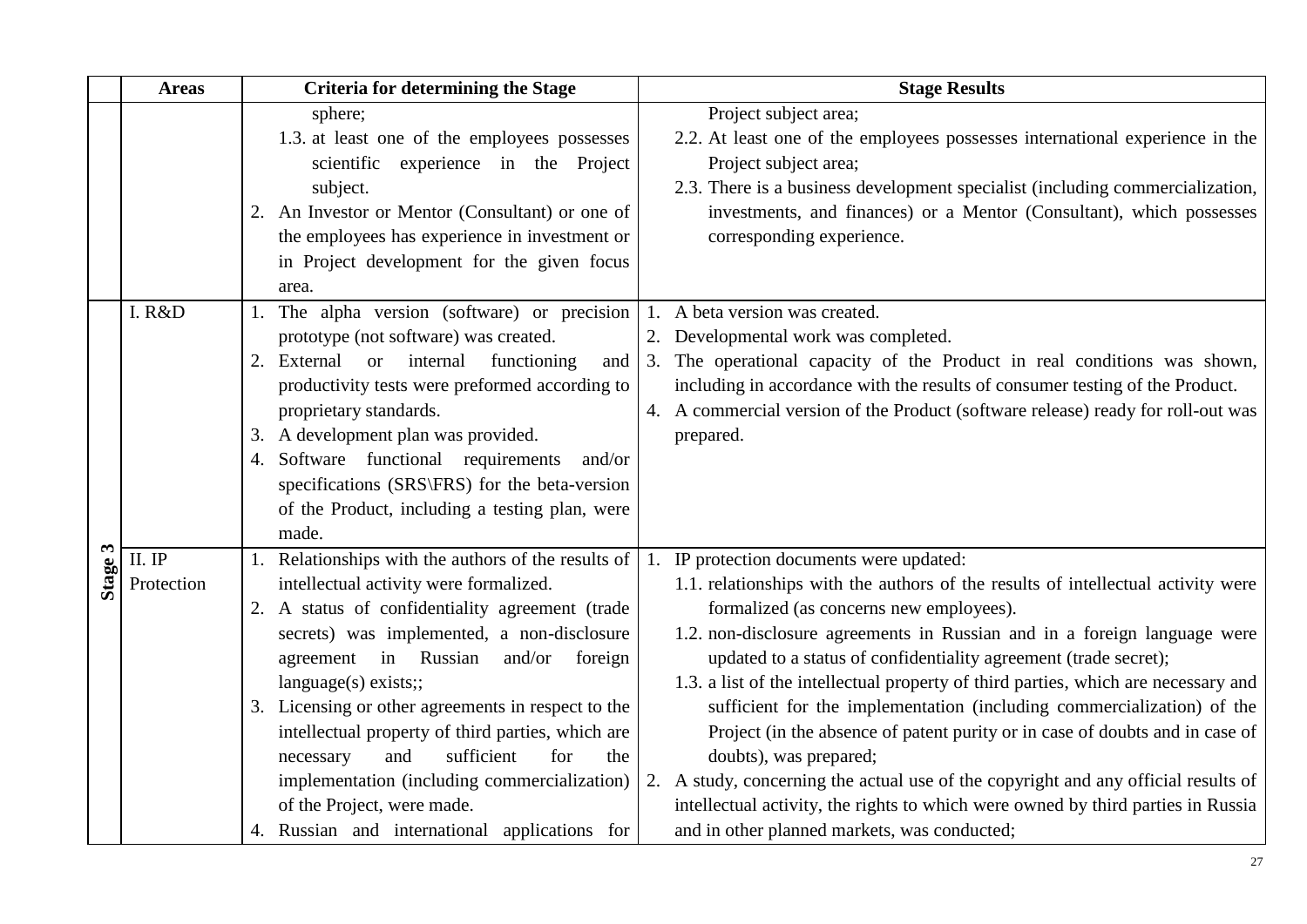|  | Areas | Criteria for determining the Stage | Stage Results |
|---|---|---|---|
|  |  | sphere;<br>1.3. at least one of the employees possesses scientific experience in the Project subject.<br>2. An Investor or Mentor (Consultant) or one of the employees has experience in investment or in Project development for the given focus area. | Project subject area;<br>2.2. At least one of the employees possesses international experience in the Project subject area;<br>2.3. There is a business development specialist (including commercialization, investments, and finances) or a Mentor (Consultant), which possesses corresponding experience. |
| Stage 3 | I. R&D | 1. The alpha version (software) or precision prototype (not software) was created.<br>2. External or internal functioning and productivity tests were preformed according to proprietary standards.<br>3. A development plan was provided.<br>4. Software functional requirements and/or specifications (SRS\FRS) for the beta-version of the Product, including a testing plan, were made. | 1. A beta version was created.<br>2. Developmental work was completed.<br>3. The operational capacity of the Product in real conditions was shown, including in accordance with the results of consumer testing of the Product.<br>4. A commercial version of the Product (software release) ready for roll-out was prepared. |
|  | II. IP Protection | 1. Relationships with the authors of the results of intellectual activity were formalized.<br>2. A status of confidentiality agreement (trade secrets) was implemented, a non-disclosure agreement in Russian and/or foreign language(s) exists;;<br>3. Licensing or other agreements in respect to the intellectual property of third parties, which are necessary and sufficient for the implementation (including commercialization) of the Project, were made.<br>4. Russian and international applications for | 1. IP protection documents were updated:<br>1.1. relationships with the authors of the results of intellectual activity were formalized (as concerns new employees).<br>1.2. non-disclosure agreements in Russian and in a foreign language were updated to a status of confidentiality agreement (trade secret);<br>1.3. a list of the intellectual property of third parties, which are necessary and sufficient for the implementation (including commercialization) of the Project (in the absence of patent purity or in case of doubts and in case of doubts), was prepared;<br>2. A study, concerning the actual use of the copyright and any official results of intellectual activity, the rights to which were owned by third parties in Russia and in other planned markets, was conducted; |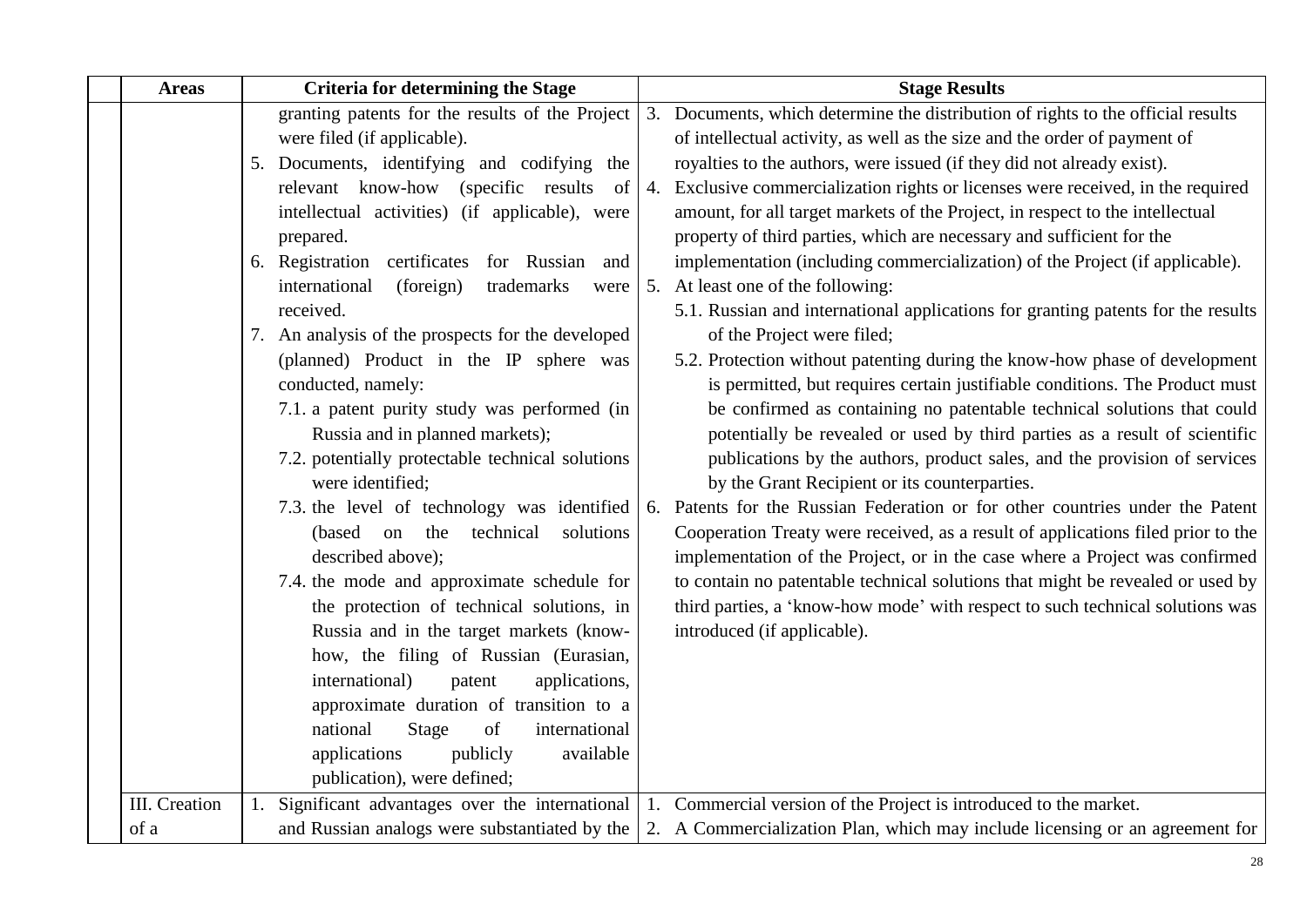| Areas | Criteria for determining the Stage | Stage Results |
|---|---|---|
| | granting patents for the results of the Project were filed (if applicable).<br>5. Documents, identifying and codifying the relevant know-how (specific results of intellectual activities) (if applicable), were prepared.<br>6. Registration certificates for Russian and international (foreign) trademarks were received.<br>7. An analysis of the prospects for the developed (planned) Product in the IP sphere was conducted, namely:<br>7.1. a patent purity study was performed (in Russia and in planned markets);<br>7.2. potentially protectable technical solutions were identified;<br>7.3. the level of technology was identified (based on the technical solutions described above);<br>7.4. the mode and approximate schedule for the protection of technical solutions, in Russia and in the target markets (know-how, the filing of Russian (Eurasian, international) patent applications, approximate duration of transition to a national Stage of international applications publicly available publication), were defined; | 3. Documents, which determine the distribution of rights to the official results of intellectual activity, as well as the size and the order of payment of royalties to the authors, were issued (if they did not already exist).<br>4. Exclusive commercialization rights or licenses were received, in the required amount, for all target markets of the Project, in respect to the intellectual property of third parties, which are necessary and sufficient for the implementation (including commercialization) of the Project (if applicable).<br>5. At least one of the following:<br>5.1. Russian and international applications for granting patents for the results of the Project were filed;<br>5.2. Protection without patenting during the know-how phase of development is permitted, but requires certain justifiable conditions. The Product must be confirmed as containing no patentable technical solutions that could potentially be revealed or used by third parties as a result of scientific publications by the authors, product sales, and the provision of services by the Grant Recipient or its counterparties.<br>6. Patents for the Russian Federation or for other countries under the Patent Cooperation Treaty were received, as a result of applications filed prior to the implementation of the Project, or in the case where a Project was confirmed to contain no patentable technical solutions that might be revealed or used by third parties, a 'know-how mode' with respect to such technical solutions was introduced (if applicable). |
| III. Creation of a | 1. Significant advantages over the international and Russian analogs were substantiated by the | 1. Commercial version of the Project is introduced to the market.<br>2. A Commercialization Plan, which may include licensing or an agreement for |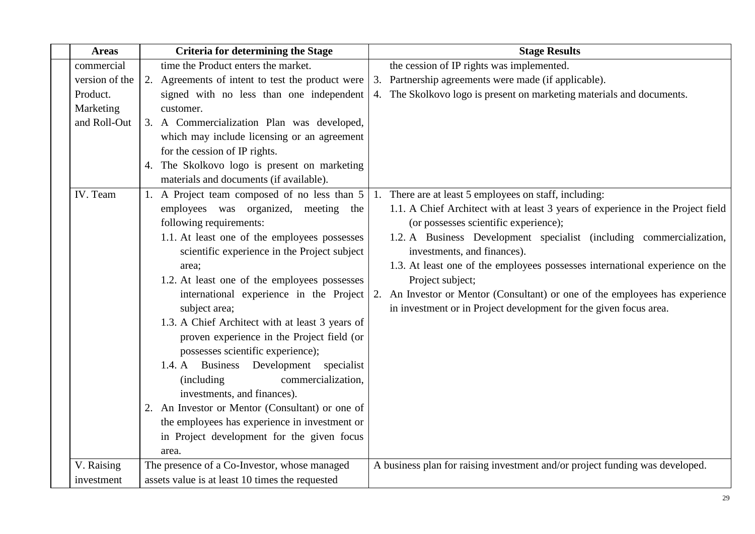| | Areas | Criteria for determining the Stage | Stage Results |
|---|---|---|---|
| | commercial version of the Product. Marketing and Roll-Out | time the Product enters the market.<br>2. Agreements of intent to test the product were signed with no less than one independent customer.<br>3. A Commercialization Plan was developed, which may include licensing or an agreement for the cession of IP rights.<br>4. The Skolkovo logo is present on marketing materials and documents (if available). | the cession of IP rights was implemented.<br>3. Partnership agreements were made (if applicable).<br>4. The Skolkovo logo is present on marketing materials and documents. |
| | IV. Team | 1. A Project team composed of no less than 5 employees was organized, meeting the following requirements:<br>1.1. At least one of the employees possesses scientific experience in the Project subject area;<br>1.2. At least one of the employees possesses international experience in the Project subject area;<br>1.3. A Chief Architect with at least 3 years of proven experience in the Project field (or possesses scientific experience);<br>1.4. A Business Development specialist (including commercialization, investments, and finances).<br>2. An Investor or Mentor (Consultant) or one of the employees has experience in investment or in Project development for the given focus area. | 1. There are at least 5 employees on staff, including:<br>1.1. A Chief Architect with at least 3 years of experience in the Project field (or possesses scientific experience);<br>1.2. A Business Development specialist (including commercialization, investments, and finances).<br>1.3. At least one of the employees possesses international experience on the Project subject;<br>2. An Investor or Mentor (Consultant) or one of the employees has experience in investment or in Project development for the given focus area. |
| | V. Raising investment | The presence of a Co-Investor, whose managed assets value is at least 10 times the requested | A business plan for raising investment and/or project funding was developed. |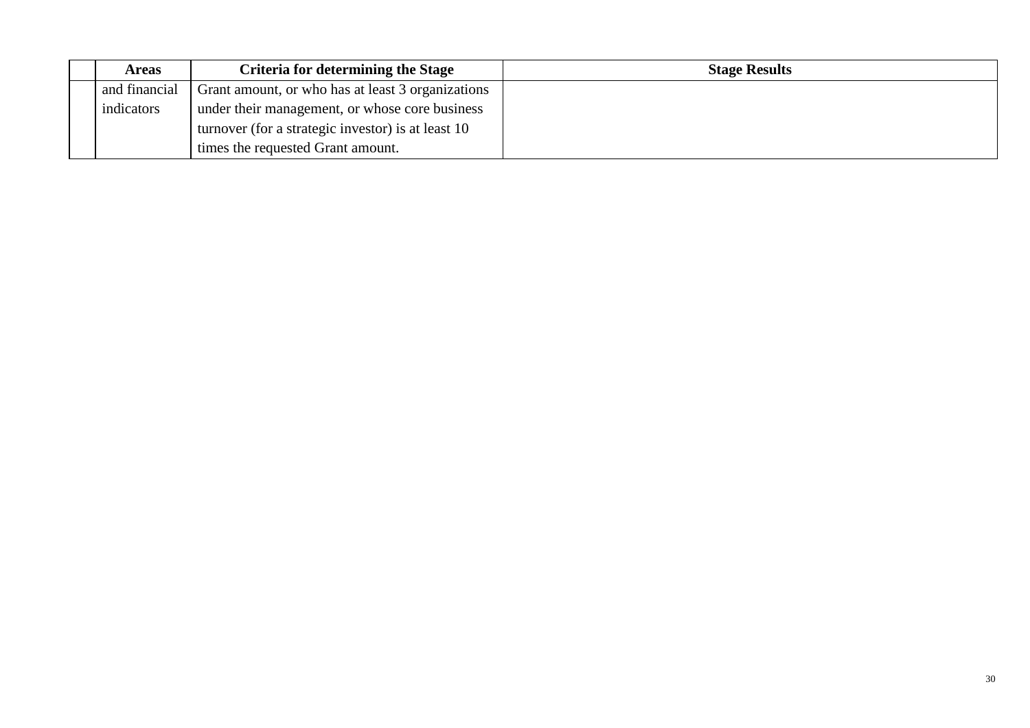| | Areas | Criteria for determining the Stage | Stage Results |
|---|---|---|---|
| | and financial indicators | Grant amount, or who has at least 3 organizations under their management, or whose core business turnover (for a strategic investor) is at least 10 times the requested Grant amount. | |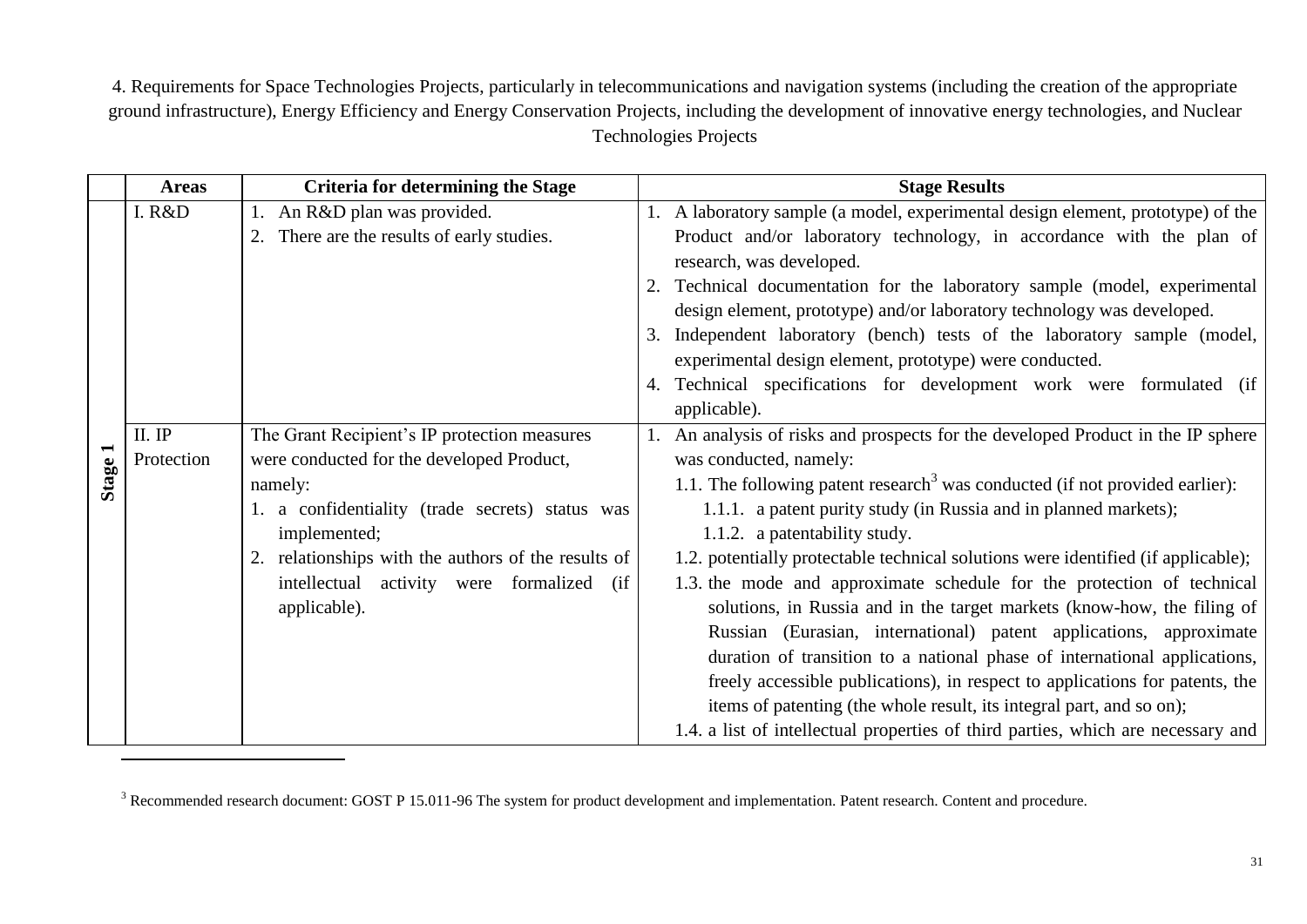4. Requirements for Space Technologies Projects, particularly in telecommunications and navigation systems (including the creation of the appropriate ground infrastructure), Energy Efficiency and Energy Conservation Projects, including the development of innovative energy technologies, and Nuclear Technologies Projects

| | Areas | Criteria for determining the Stage | Stage Results |
|---|---|---|---|
| Stage 1 | I. R&D | 1. An R&D plan was provided.<br>2. There are the results of early studies. | 1. A laboratory sample (a model, experimental design element, prototype) of the Product and/or laboratory technology, in accordance with the plan of research, was developed.<br>2. Technical documentation for the laboratory sample (model, experimental design element, prototype) and/or laboratory technology was developed.<br>3. Independent laboratory (bench) tests of the laboratory sample (model, experimental design element, prototype) were conducted.<br>4. Technical specifications for development work were formulated (if applicable). |
| | II. IP Protection | The Grant Recipient's IP protection measures were conducted for the developed Product, namely:<br>1. a confidentiality (trade secrets) status was implemented;<br>2. relationships with the authors of the results of intellectual activity were formalized (if applicable). | 1. An analysis of risks and prospects for the developed Product in the IP sphere was conducted, namely:<br>1.1. The following patent research[3] was conducted (if not provided earlier):<br>1.1.1. a patent purity study (in Russia and in planned markets);<br>1.1.2. a patentability study.<br>1.2. potentially protectable technical solutions were identified (if applicable);<br>1.3. the mode and approximate schedule for the protection of technical solutions, in Russia and in the target markets (know-how, the filing of Russian (Eurasian, international) patent applications, approximate duration of transition to a national phase of international applications, freely accessible publications), in respect to applications for patents, the items of patenting (the whole result, its integral part, and so on);<br>1.4. a list of intellectual properties of third parties, which are necessary and |

[3] Recommended research document: GOST P 15.011-96 The system for product development and implementation. Patent research. Content and procedure.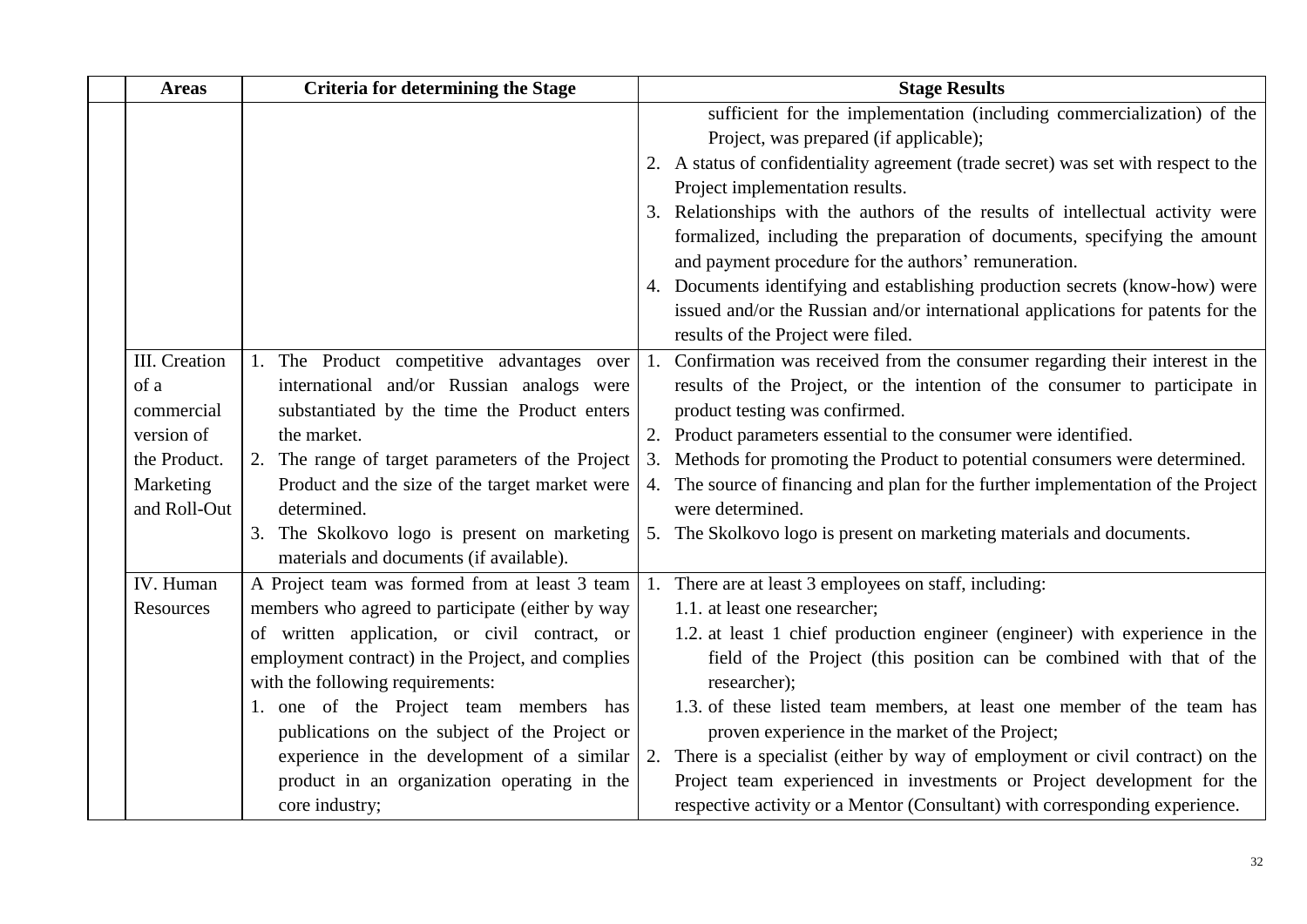| Areas | Criteria for determining the Stage | Stage Results |
|---|---|---|
| | | sufficient for the implementation (including commercialization) of the Project, was prepared (if applicable);<br>2. A status of confidentiality agreement (trade secret) was set with respect to the Project implementation results.<br>3. Relationships with the authors of the results of intellectual activity were formalized, including the preparation of documents, specifying the amount and payment procedure for the authors' remuneration.<br>4. Documents identifying and establishing production secrets (know-how) were issued and/or the Russian and/or international applications for patents for the results of the Project were filed. |
| III. Creation of a commercial version of the Product. Marketing and Roll-Out | 1. The Product competitive advantages over international and/or Russian analogs were substantiated by the time the Product enters the market.<br>2. The range of target parameters of the Project Product and the size of the target market were determined.<br>3. The Skolkovo logo is present on marketing materials and documents (if available). | 1. Confirmation was received from the consumer regarding their interest in the results of the Project, or the intention of the consumer to participate in product testing was confirmed.<br>2. Product parameters essential to the consumer were identified.<br>3. Methods for promoting the Product to potential consumers were determined.<br>4. The source of financing and plan for the further implementation of the Project were determined.<br>5. The Skolkovo logo is present on marketing materials and documents. |
| IV. Human Resources | A Project team was formed from at least 3 team members who agreed to participate (either by way of written application, or civil contract, or employment contract) in the Project, and complies with the following requirements:<br>1. one of the Project team members has publications on the subject of the Project or experience in the development of a similar product in an organization operating in the core industry; | 1. There are at least 3 employees on staff, including:<br>1.1. at least one researcher;<br>1.2. at least 1 chief production engineer (engineer) with experience in the field of the Project (this position can be combined with that of the researcher);<br>1.3. of these listed team members, at least one member of the team has proven experience in the market of the Project;<br>2. There is a specialist (either by way of employment or civil contract) on the Project team experienced in investments or Project development for the respective activity or a Mentor (Consultant) with corresponding experience. |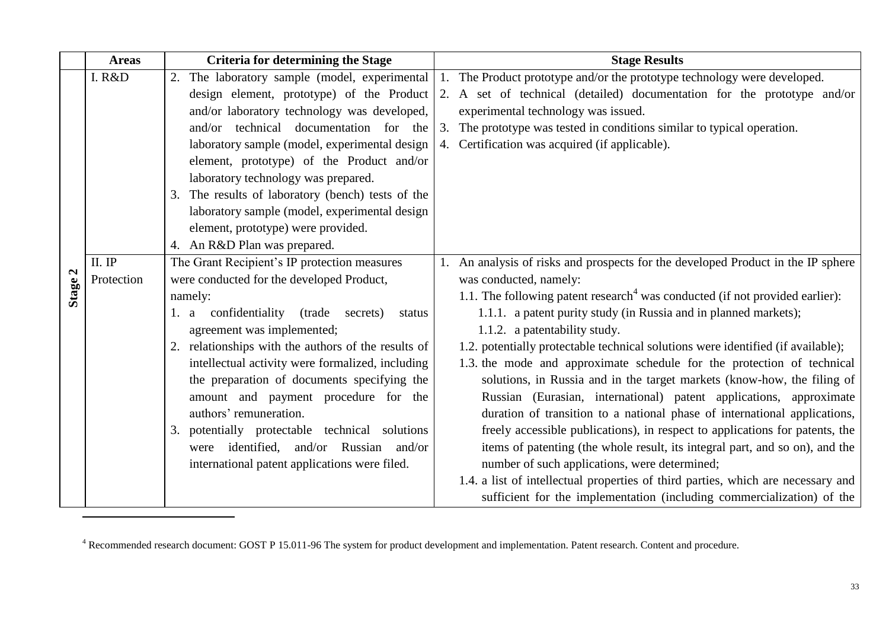| | Areas | Criteria for determining the Stage | Stage Results |
|---|---|---|---|
| Stage 2 | I. R&D | 2. The laboratory sample (model, experimental design element, prototype) of the Product and/or laboratory technology was developed, and/or technical documentation for the laboratory sample (model, experimental design element, prototype) of the Product and/or laboratory technology was prepared.<br>3. The results of laboratory (bench) tests of the laboratory sample (model, experimental design element, prototype) were provided.<br>4. An R&D Plan was prepared. | 1. The Product prototype and/or the prototype technology were developed.<br>2. A set of technical (detailed) documentation for the prototype and/or experimental technology was issued.<br>3. The prototype was tested in conditions similar to typical operation.<br>4. Certification was acquired (if applicable). |
| | II. IP Protection | The Grant Recipient's IP protection measures were conducted for the developed Product, namely:<br>1. a confidentiality (trade secrets) status agreement was implemented;<br>2. relationships with the authors of the results of intellectual activity were formalized, including the preparation of documents specifying the amount and payment procedure for the authors' remuneration.<br>3. potentially protectable technical solutions were identified, and/or Russian and/or international patent applications were filed. | 1. An analysis of risks and prospects for the developed Product in the IP sphere was conducted, namely:<br>1.1. The following patent research[4] was conducted (if not provided earlier):<br>1.1.1. a patent purity study (in Russia and in planned markets);<br>1.1.2. a patentability study.<br>1.2. potentially protectable technical solutions were identified (if available);<br>1.3. the mode and approximate schedule for the protection of technical solutions, in Russia and in the target markets (know-how, the filing of Russian (Eurasian, international) patent applications, approximate duration of transition to a national phase of international applications, freely accessible publications), in respect to applications for patents, the items of patenting (the whole result, its integral part, and so on), and the number of such applications, were determined;<br>1.4. a list of intellectual properties of third parties, which are necessary and sufficient for the implementation (including commercialization) of the |

[4] Recommended research document: GOST P 15.011-96 The system for product development and implementation. Patent research. Content and procedure.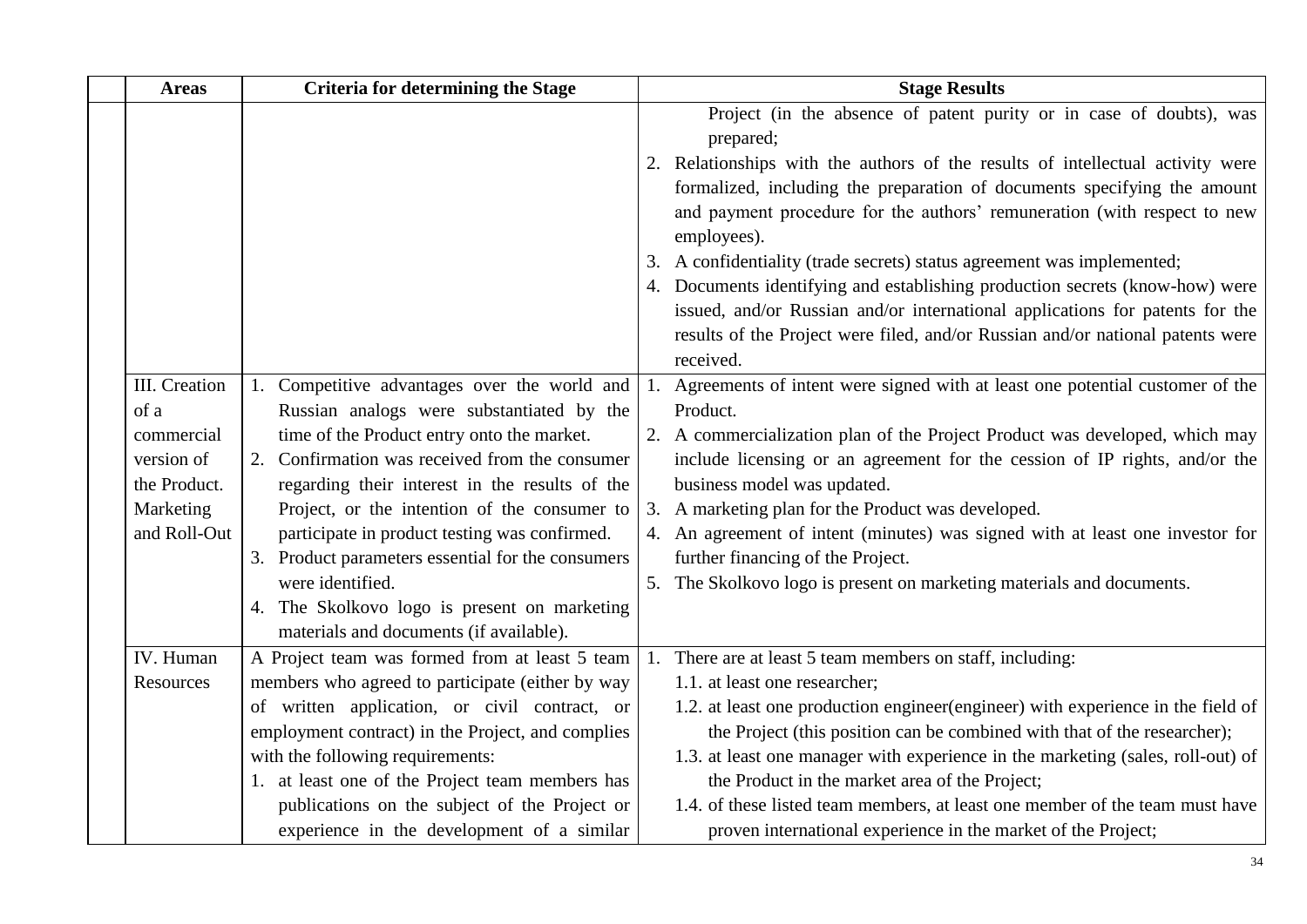| Areas | Criteria for determining the Stage | Stage Results |
|---|---|---|
| | | Project (in the absence of patent purity or in case of doubts), was prepared;<br>2. Relationships with the authors of the results of intellectual activity were formalized, including the preparation of documents specifying the amount and payment procedure for the authors' remuneration (with respect to new employees).<br>3. A confidentiality (trade secrets) status agreement was implemented;<br>4. Documents identifying and establishing production secrets (know-how) were issued, and/or Russian and/or international applications for patents for the results of the Project were filed, and/or Russian and/or national patents were received. |
| III. Creation of a commercial version of the Product. Marketing and Roll-Out | 1. Competitive advantages over the world and Russian analogs were substantiated by the time of the Product entry onto the market.<br>2. Confirmation was received from the consumer regarding their interest in the results of the Project, or the intention of the consumer to participate in product testing was confirmed.<br>3. Product parameters essential for the consumers were identified.<br>4. The Skolkovo logo is present on marketing materials and documents (if available). | 1. Agreements of intent were signed with at least one potential customer of the Product.<br>2. A commercialization plan of the Project Product was developed, which may include licensing or an agreement for the cession of IP rights, and/or the business model was updated.<br>3. A marketing plan for the Product was developed.<br>4. An agreement of intent (minutes) was signed with at least one investor for further financing of the Project.<br>5. The Skolkovo logo is present on marketing materials and documents. |
| IV. Human Resources | A Project team was formed from at least 5 team members who agreed to participate (either by way of written application, or civil contract, or employment contract) in the Project, and complies with the following requirements:<br>1. at least one of the Project team members has publications on the subject of the Project or experience in the development of a similar | 1. There are at least 5 team members on staff, including:<br>1.1. at least one researcher;<br>1.2. at least one production engineer(engineer) with experience in the field of the Project (this position can be combined with that of the researcher);<br>1.3. at least one manager with experience in the marketing (sales, roll-out) of the Product in the market area of the Project;<br>1.4. of these listed team members, at least one member of the team must have proven international experience in the market of the Project; |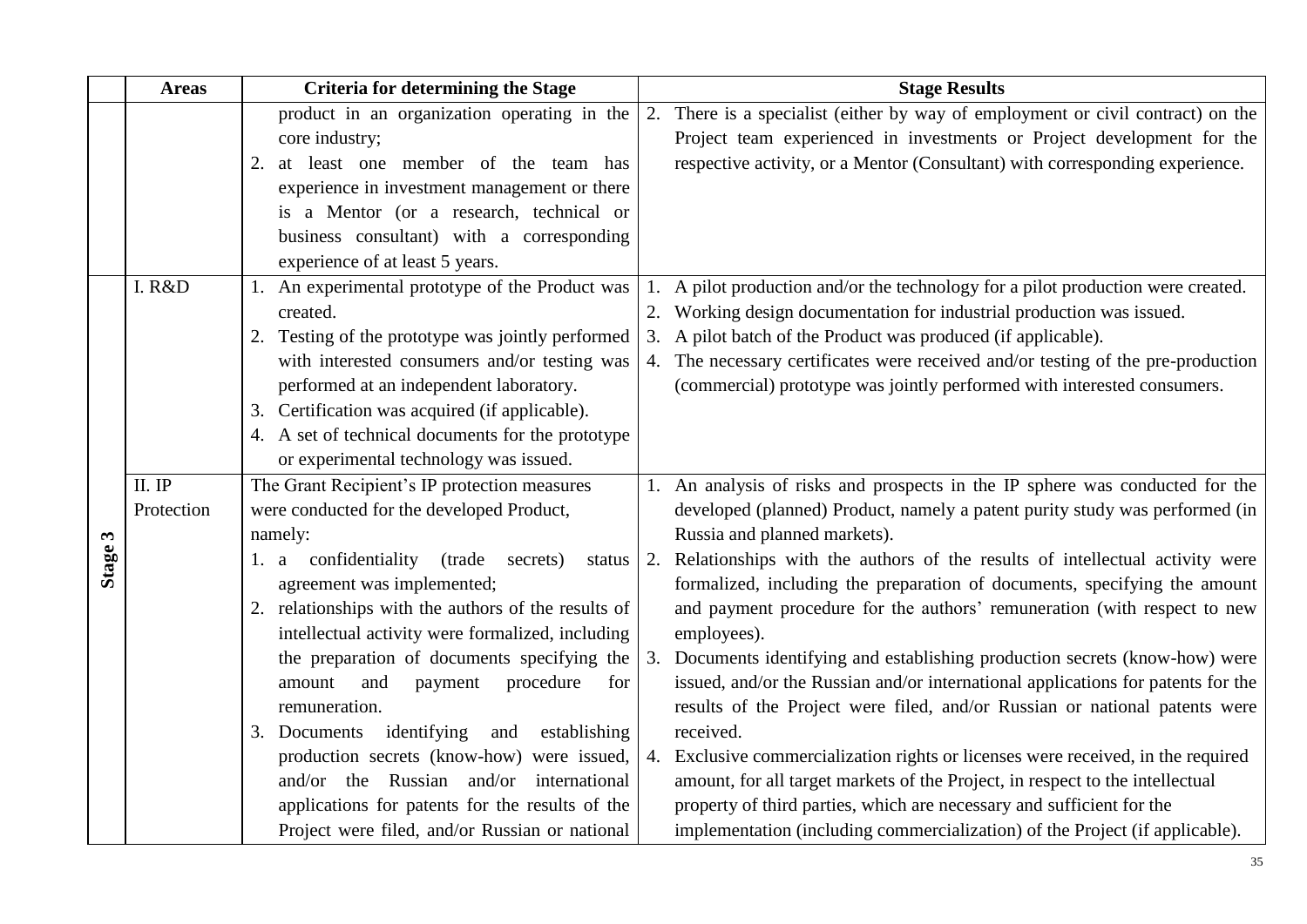| | Areas | Criteria for determining the Stage | Stage Results |
|---|---|---|---|
| | | product in an organization operating in the core industry;<br>2. at least one member of the team has experience in investment management or there is a Mentor (or a research, technical or business consultant) with a corresponding experience of at least 5 years. | 2. There is a specialist (either by way of employment or civil contract) on the Project team experienced in investments or Project development for the respective activity, or a Mentor (Consultant) with corresponding experience. |
| Stage 3 | I. R&D | 1. An experimental prototype of the Product was created.<br>2. Testing of the prototype was jointly performed with interested consumers and/or testing was performed at an independent laboratory.<br>3. Certification was acquired (if applicable).<br>4. A set of technical documents for the prototype or experimental technology was issued. | 1. A pilot production and/or the technology for a pilot production were created.<br>2. Working design documentation for industrial production was issued.<br>3. A pilot batch of the Product was produced (if applicable).<br>4. The necessary certificates were received and/or testing of the pre-production (commercial) prototype was jointly performed with interested consumers. |
| | II. IP Protection | The Grant Recipient's IP protection measures were conducted for the developed Product, namely:<br>1. a confidentiality (trade secrets) status agreement was implemented;<br>2. relationships with the authors of the results of intellectual activity were formalized, including the preparation of documents specifying the amount and payment procedure for remuneration.<br>3. Documents identifying and establishing production secrets (know-how) were issued, and/or the Russian and/or international applications for patents for the results of the Project were filed, and/or Russian or national | 1. An analysis of risks and prospects in the IP sphere was conducted for the developed (planned) Product, namely a patent purity study was performed (in Russia and planned markets).<br>2. Relationships with the authors of the results of intellectual activity were formalized, including the preparation of documents, specifying the amount and payment procedure for the authors' remuneration (with respect to new employees).<br>3. Documents identifying and establishing production secrets (know-how) were issued, and/or the Russian and/or international applications for patents for the results of the Project were filed, and/or Russian or national patents were received.<br>4. Exclusive commercialization rights or licenses were received, in the required amount, for all target markets of the Project, in respect to the intellectual property of third parties, which are necessary and sufficient for the implementation (including commercialization) of the Project (if applicable). |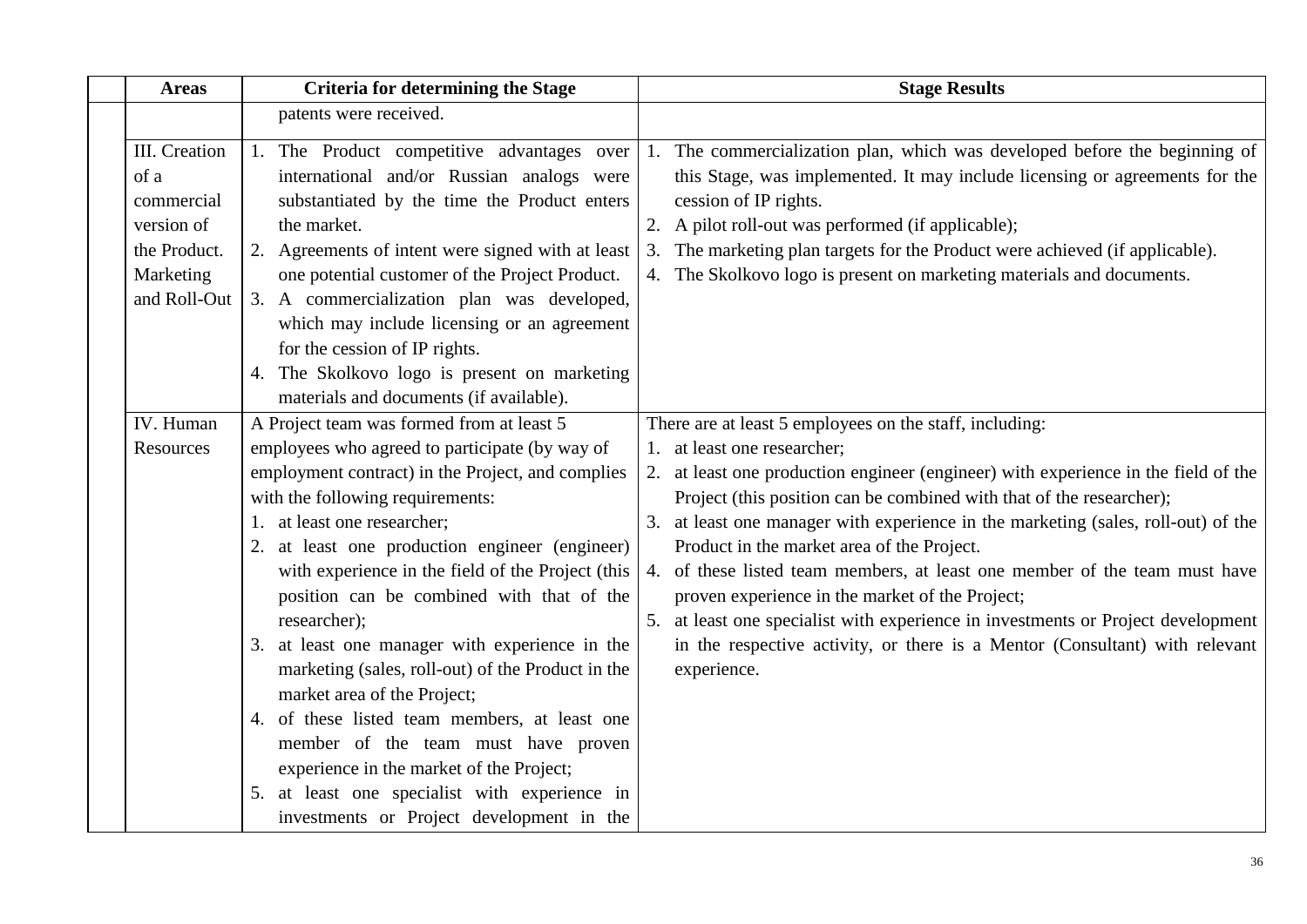| | Areas | Criteria for determining the Stage | Stage Results |
|---|---|---|---|
| | | patents were received. | |
| | III. Creation of a commercial version of the Product. Marketing and Roll-Out | 1. The Product competitive advantages over international and/or Russian analogs were substantiated by the time the Product enters the market.<br>2. Agreements of intent were signed with at least one potential customer of the Project Product.<br>3. A commercialization plan was developed, which may include licensing or an agreement for the cession of IP rights.<br>4. The Skolkovo logo is present on marketing materials and documents (if available). | 1. The commercialization plan, which was developed before the beginning of this Stage, was implemented. It may include licensing or agreements for the cession of IP rights.<br>2. A pilot roll-out was performed (if applicable);<br>3. The marketing plan targets for the Product were achieved (if applicable).<br>4. The Skolkovo logo is present on marketing materials and documents. |
| | IV. Human Resources | A Project team was formed from at least 5 employees who agreed to participate (by way of employment contract) in the Project, and complies with the following requirements:<br>1. at least one researcher;<br>2. at least one production engineer (engineer) with experience in the field of the Project (this position can be combined with that of the researcher);<br>3. at least one manager with experience in the marketing (sales, roll-out) of the Product in the market area of the Project;<br>4. of these listed team members, at least one member of the team must have proven experience in the market of the Project;<br>5. at least one specialist with experience in investments or Project development in the | There are at least 5 employees on the staff, including:<br>1. at least one researcher;<br>2. at least one production engineer (engineer) with experience in the field of the Project (this position can be combined with that of the researcher);<br>3. at least one manager with experience in the marketing (sales, roll-out) of the Product in the market area of the Project.<br>4. of these listed team members, at least one member of the team must have proven experience in the market of the Project;<br>5. at least one specialist with experience in investments or Project development in the respective activity, or there is a Mentor (Consultant) with relevant experience. |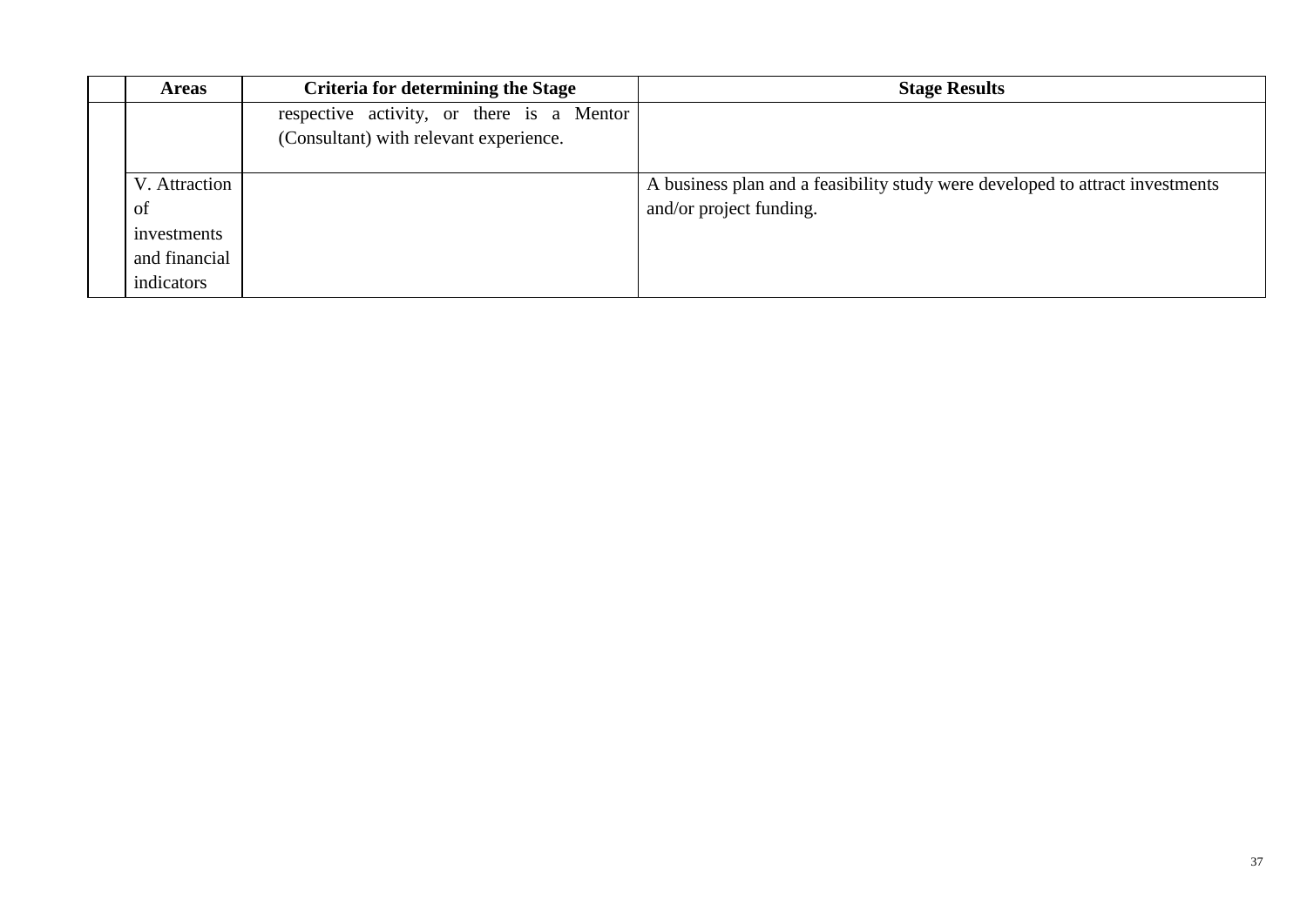| | Areas | Criteria for determining the Stage | Stage Results |
|---|---|---|---|
| | | respective activity, or there is a Mentor (Consultant) with relevant experience. | |
| | V. Attraction of investments and financial indicators | | A business plan and a feasibility study were developed to attract investments and/or project funding. |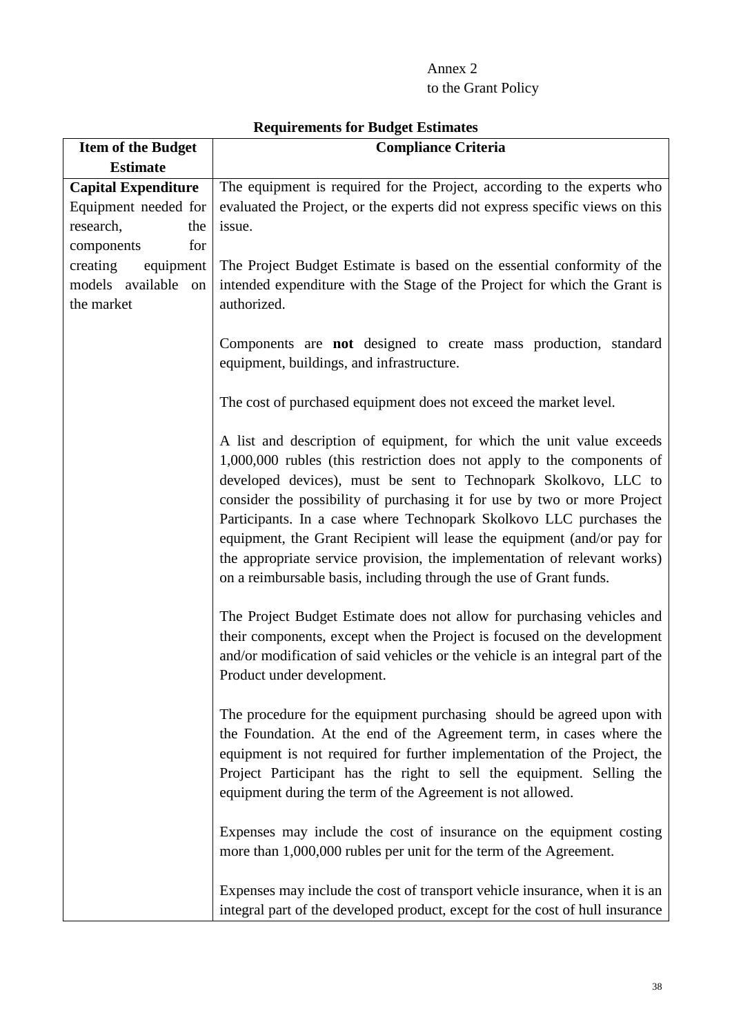Annex 2
to the Grant Policy

## Requirements for Budget Estimates

| Item of the Budget Estimate | Compliance Criteria |
|---|---|
| **Capital Expenditure** Equipment needed for research, the components for creating equipment models available on the market | The equipment is required for the Project, according to the experts who evaluated the Project, or the experts did not express specific views on this issue.<br><br>The Project Budget Estimate is based on the essential conformity of the intended expenditure with the Stage of the Project for which the Grant is authorized.<br><br>Components are **not** designed to create mass production, standard equipment, buildings, and infrastructure.<br><br>The cost of purchased equipment does not exceed the market level.<br><br>A list and description of equipment, for which the unit value exceeds 1,000,000 rubles (this restriction does not apply to the components of developed devices), must be sent to Technopark Skolkovo, LLC to consider the possibility of purchasing it for use by two or more Project Participants. In a case where Technopark Skolkovo LLC purchases the equipment, the Grant Recipient will lease the equipment (and/or pay for the appropriate service provision, the implementation of relevant works) on a reimbursable basis, including through the use of Grant funds.<br><br>The Project Budget Estimate does not allow for purchasing vehicles and their components, except when the Project is focused on the development and/or modification of said vehicles or the vehicle is an integral part of the Product under development.<br><br>The procedure for the equipment purchasing should be agreed upon with the Foundation. At the end of the Agreement term, in cases where the equipment is not required for further implementation of the Project, the Project Participant has the right to sell the equipment. Selling the equipment during the term of the Agreement is not allowed.<br><br>Expenses may include the cost of insurance on the equipment costing more than 1,000,000 rubles per unit for the term of the Agreement.<br><br>Expenses may include the cost of transport vehicle insurance, when it is an integral part of the developed product, except for the cost of hull insurance |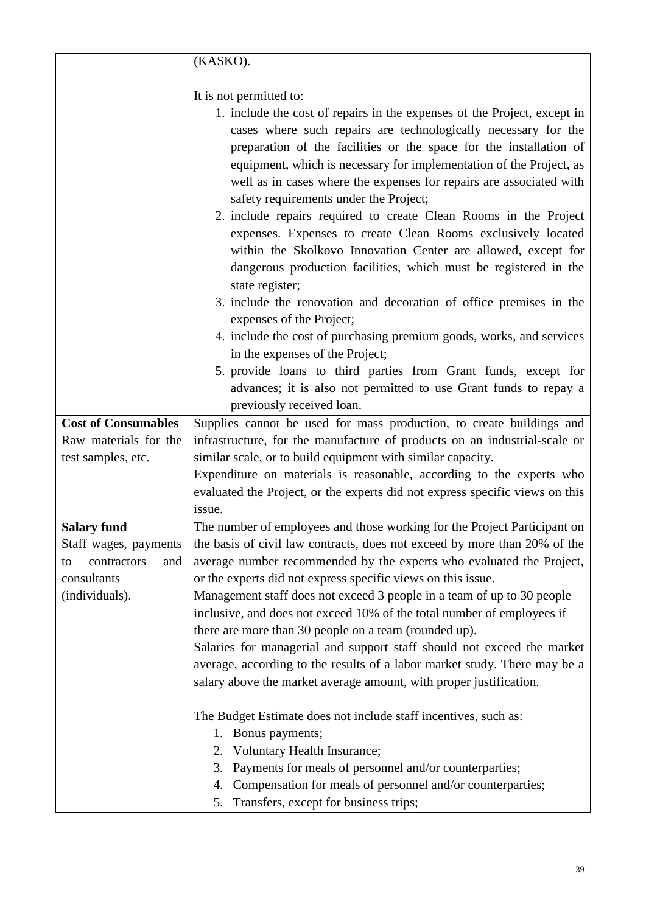| | |
|---|---|
| | (KASKO).<br><br>It is not permitted to:<br>1. include the cost of repairs in the expenses of the Project, except in cases where such repairs are technologically necessary for the preparation of the facilities or the space for the installation of equipment, which is necessary for implementation of the Project, as well as in cases where the expenses for repairs are associated with safety requirements under the Project;<br>2. include repairs required to create Clean Rooms in the Project expenses. Expenses to create Clean Rooms exclusively located within the Skolkovo Innovation Center are allowed, except for dangerous production facilities, which must be registered in the state register;<br>3. include the renovation and decoration of office premises in the expenses of the Project;<br>4. include the cost of purchasing premium goods, works, and services in the expenses of the Project;<br>5. provide loans to third parties from Grant funds, except for advances; it is also not permitted to use Grant funds to repay a previously received loan. |
| **Cost of Consumables**<br>Raw materials for the test samples, etc. | Supplies cannot be used for mass production, to create buildings and infrastructure, for the manufacture of products on an industrial-scale or similar scale, or to build equipment with similar capacity.<br>Expenditure on materials is reasonable, according to the experts who evaluated the Project, or the experts did not express specific views on this issue. |
| **Salary fund**<br>Staff wages, payments to contractors and consultants (individuals). | The number of employees and those working for the Project Participant on the basis of civil law contracts, does not exceed by more than 20% of the average number recommended by the experts who evaluated the Project, or the experts did not express specific views on this issue.<br>Management staff does not exceed 3 people in a team of up to 30 people inclusive, and does not exceed 10% of the total number of employees if there are more than 30 people on a team (rounded up).<br>Salaries for managerial and support staff should not exceed the market average, according to the results of a labor market study. There may be a salary above the market average amount, with proper justification.<br><br>The Budget Estimate does not include staff incentives, such as:<br>1. Bonus payments;<br>2. Voluntary Health Insurance;<br>3. Payments for meals of personnel and/or counterparties;<br>4. Compensation for meals of personnel and/or counterparties;<br>5. Transfers, except for business trips; |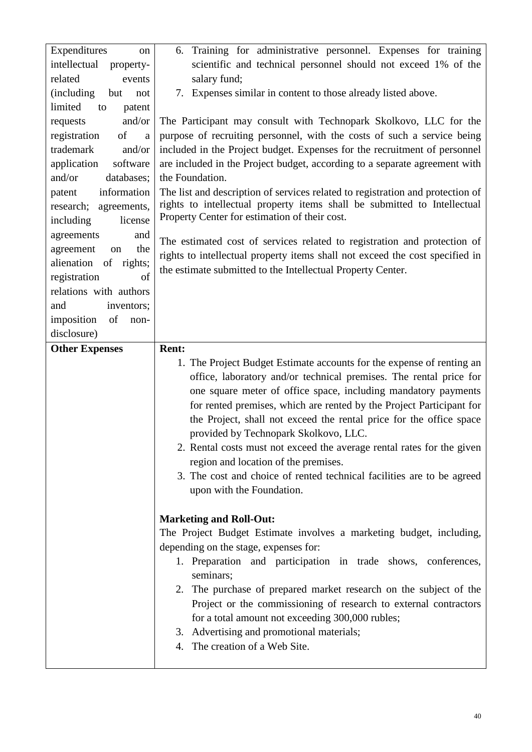| | |
|---|---|
| Expenditures on intellectual property-related events (including but not limited to patent requests and/or registration of a trademark and/or application software and/or databases; patent information research; agreements, including license agreements and agreement on the alienation of rights; registration of relations with authors and inventors; imposition of non-disclosure) | 6. Training for administrative personnel. Expenses for training scientific and technical personnel should not exceed 1% of the salary fund;<br>7. Expenses similar in content to those already listed above.<br><br>The Participant may consult with Technopark Skolkovo, LLC for the purpose of recruiting personnel, with the costs of such a service being included in the Project budget. Expenses for the recruitment of personnel are included in the Project budget, according to a separate agreement with the Foundation.<br>The list and description of services related to registration and protection of rights to intellectual property items shall be submitted to Intellectual Property Center for estimation of their cost.<br><br>The estimated cost of services related to registration and protection of rights to intellectual property items shall not exceed the cost specified in the estimate submitted to the Intellectual Property Center. |
| **Other Expenses** | **Rent:**<br>1. The Project Budget Estimate accounts for the expense of renting an office, laboratory and/or technical premises. The rental price for one square meter of office space, including mandatory payments for rented premises, which are rented by the Project Participant for the Project, shall not exceed the rental price for the office space provided by Technopark Skolkovo, LLC.<br>2. Rental costs must not exceed the average rental rates for the given region and location of the premises.<br>3. The cost and choice of rented technical facilities are to be agreed upon with the Foundation.<br><br>**Marketing and Roll-Out:**<br>The Project Budget Estimate involves a marketing budget, including, depending on the stage, expenses for:<br>1. Preparation and participation in trade shows, conferences, seminars;<br>2. The purchase of prepared market research on the subject of the Project or the commissioning of research to external contractors for a total amount not exceeding 300,000 rubles;<br>3. Advertising and promotional materials;<br>4. The creation of a Web Site. |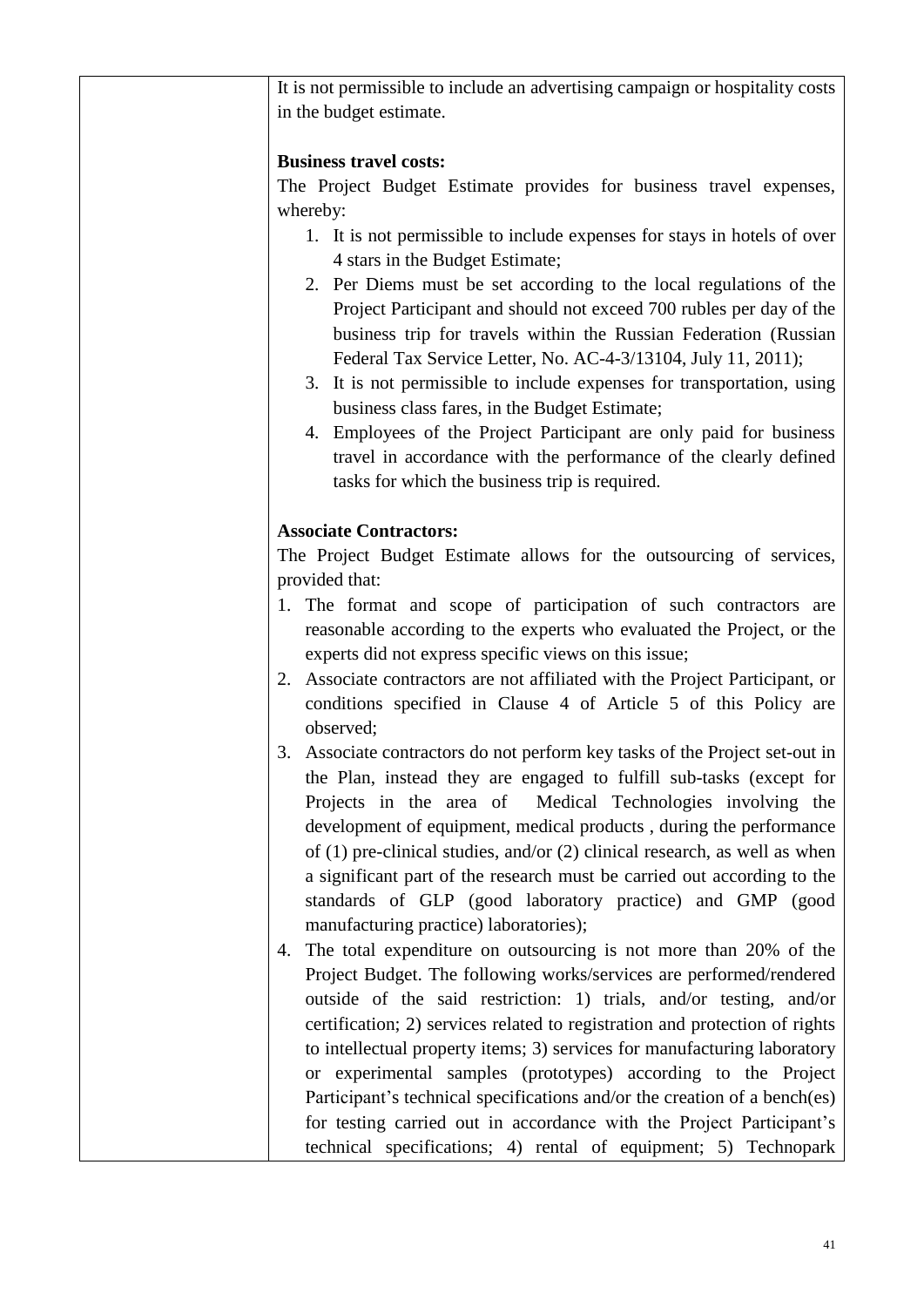| | It is not permissible to include an advertising campaign or hospitality costs in the budget estimate.<br><br>**Business travel costs:**<br>The Project Budget Estimate provides for business travel expenses, whereby:<br>1. It is not permissible to include expenses for stays in hotels of over 4 stars in the Budget Estimate;<br>2. Per Diems must be set according to the local regulations of the Project Participant and should not exceed 700 rubles per day of the business trip for travels within the Russian Federation (Russian Federal Tax Service Letter, No. AC-4-3/13104, July 11, 2011);<br>3. It is not permissible to include expenses for transportation, using business class fares, in the Budget Estimate;<br>4. Employees of the Project Participant are only paid for business travel in accordance with the performance of the clearly defined tasks for which the business trip is required.<br><br>**Associate Contractors:**<br>The Project Budget Estimate allows for the outsourcing of services, provided that:<br>1. The format and scope of participation of such contractors are reasonable according to the experts who evaluated the Project, or the experts did not express specific views on this issue;<br>2. Associate contractors are not affiliated with the Project Participant, or conditions specified in Clause 4 of Article 5 of this Policy are observed;<br>3. Associate contractors do not perform key tasks of the Project set-out in the Plan, instead they are engaged to fulfill sub-tasks (except for Projects in the area of Medical Technologies involving the development of equipment, medical products , during the performance of (1) pre-clinical studies, and/or (2) clinical research, as well as when a significant part of the research must be carried out according to the standards of GLP (good laboratory practice) and GMP (good manufacturing practice) laboratories);<br>4. The total expenditure on outsourcing is not more than 20% of the Project Budget. The following works/services are performed/rendered outside of the said restriction: 1) trials, and/or testing, and/or certification; 2) services related to registration and protection of rights to intellectual property items; 3) services for manufacturing laboratory or experimental samples (prototypes) according to the Project Participant's technical specifications and/or the creation of a bench(es) for testing carried out in accordance with the Project Participant's technical specifications; 4) rental of equipment; 5) Technopark |
|---|---|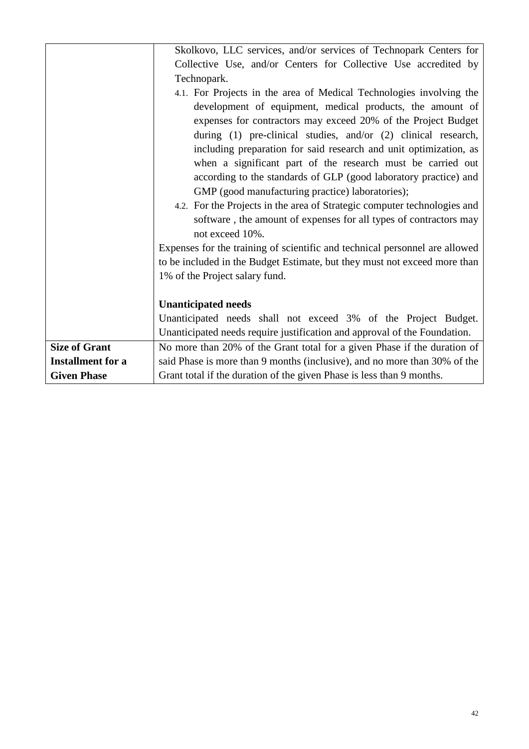| | |
|---|---|
| | Skolkovo, LLC services, and/or services of Technopark Centers for Collective Use, and/or Centers for Collective Use accredited by Technopark.<br>4.1. For Projects in the area of Medical Technologies involving the development of equipment, medical products, the amount of expenses for contractors may exceed 20% of the Project Budget during (1) pre-clinical studies, and/or (2) clinical research, including preparation for said research and unit optimization, as when a significant part of the research must be carried out according to the standards of GLP (good laboratory practice) and GMP (good manufacturing practice) laboratories);<br>4.2. For the Projects in the area of Strategic computer technologies and software , the amount of expenses for all types of contractors may not exceed 10%.<br>Expenses for the training of scientific and technical personnel are allowed to be included in the Budget Estimate, but they must not exceed more than 1% of the Project salary fund.<br><br>**Unanticipated needs**<br>Unanticipated needs shall not exceed 3% of the Project Budget. Unanticipated needs require justification and approval of the Foundation. |
| **Size of Grant Installment for a Given Phase** | No more than 20% of the Grant total for a given Phase if the duration of said Phase is more than 9 months (inclusive), and no more than 30% of the Grant total if the duration of the given Phase is less than 9 months. |